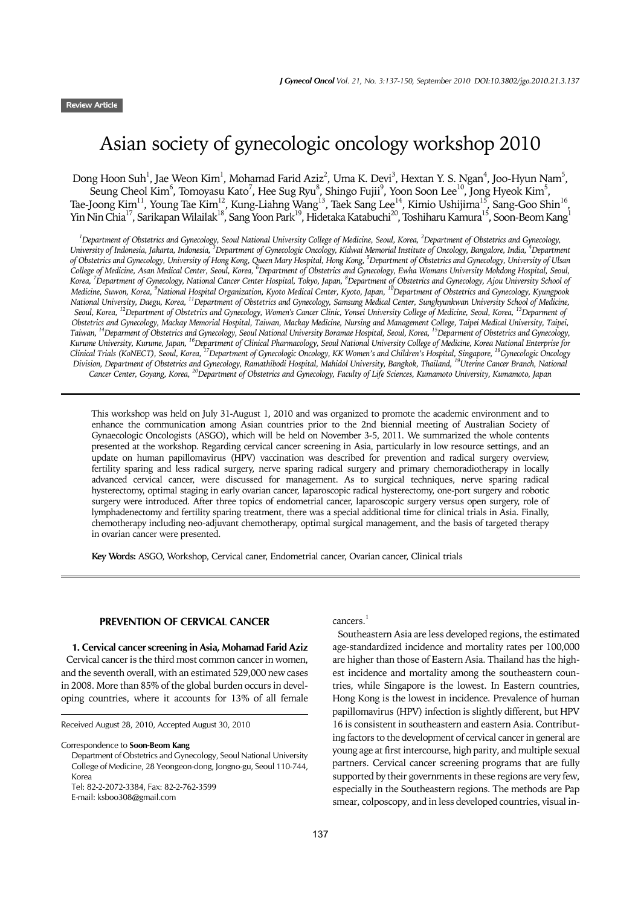Review Article

# Asian society of gynecologic oncology workshop 2010

Dong Hoon Suh[1], Jae Weon Kim[1], Mohamad Farid Aziz[2], Uma K. Devi[3], Hextan Y. S. Ngan[4], Joo-Hyun Nam[5], Seung Cheol Kim[6], Tomoyasu Kato[7], Hee Sug Ryu[8], Shingo Fujii[9], Yoon Soon Lee[10], Jong Hyeok Kim[5], Tae-Joong Kim[11], Young Tae Kim[12], Kung-Liahng Wang[13], Taek Sang Lee[14], Kimio Ushijima[15], Sang-Goo Shin[16], Yin Nin Chia[17], Sarikapan Wilailak[18], Sang Yoon Park[19], Hidetaka Katabuchi[20], Toshiharu Kamura[15], Soon-Beom Kang[1]

*[1]Department of Obstetrics and Gynecology, Seoul National University College of Medicine, Seoul, Korea, [2]Department of Obstetrics and Gynecology, University of Indonesia, Jakarta, Indonesia, [3]Department of Gynecologic Oncology, Kidwai Memorial Institute of Oncology, Bangalore, India, [4]Department of Obstetrics and Gynecology, University of Hong Kong, Queen Mary Hospital, Hong Kong, [5]Department of Obstetrics and Gynecology, University of Ulsan College of Medicine, Asan Medical Center, Seoul, Korea, [6]Department of Obstetrics and Gynecology, Ewha Womans University Mokdong Hospital, Seoul, Korea, [7]Department of Gynecology, National Cancer Center Hospital, Tokyo, Japan, [8]Department of Obstetrics and Gynecology, Ajou University School of Medicine, Suwon, Korea, [9]National Hospital Organization, Kyoto Medical Center, Kyoto, Japan, [10]Department of Obstetrics and Gynecoly, Kyungpook National University, Daegu, Korea, [11]Department of Obstetrics and Gynecology, Samsung Medical Center, Sungkyunkwan University School of Medicine, Seoul, Korea, [12]Department of Obstetrics and Gynecology, Women's Cancer Clinic, Yonsei University College of Medicine, Seoul, Korea, [13]Deparment of Obstetrics and Gynecology, Mackay Memorial Hospital, Taiwan, Mackay Medicine, Nursing and Management College, Taipei Medical University, Taipei, Taiwan, [14]Deparment of Obstetrics and Gynecology, Seoul National University Boramae Hospital, Seoul, Korea, [15]Deparment of Obstetrics and Gynecology, Kurume University, Kurume, Japan, [16]Department of Clinical Pharmacology, Seoul National University College of Medicine, Korea National Enterprise for Clinical Trials (KoNECT), Seoul, Korea, [17]Department of Gynecologic Oncology, KK Women's and Children's Hospital, Singapore, [18]Gynecologic Oncology Division, Department of Obstetrics and Gynecology, Ramathibodi Hospital, Mahidol University, Bangkok, Thailand, [19]Uterine Cancer Branch, National Cancer Center, Goyang, Korea, [20]Department of Obstetrics and Gynecology, Faculty of Life Sciences, Kumamoto University, Kumamoto, Japan*

This workshop was held on July 31-August 1, 2010 and was organized to promote the academic environment and to enhance the communication among Asian countries prior to the 2nd biennial meeting of Australian Society of Gynaecologic Oncologists (ASGO), which will be held on November 3-5, 2011. We summarized the whole contents presented at the workshop. Regarding cervical cancer screening in Asia, particularly in low resource settings, and an update on human papillomavirus (HPV) vaccination was described for prevention and radical surgery overview, fertility sparing and less radical surgery, nerve sparing radical surgery and primary chemoradiotherapy in locally advanced cervical cancer, were discussed for management. As to surgical techniques, nerve sparing radical hysterectomy, optimal staging in early ovarian cancer, laparoscopic radical hysterectomy, one-port surgery and robotic surgery were introduced. After three topics of endometrial cancer, laparoscopic surgery versus open surgery, role of lymphadenectomy and fertility sparing treatment, there was a special additional time for clinical trials in Asia. Finally, chemotherapy including neo-adjuvant chemotherapy, optimal surgical management, and the basis of targeted therapy in ovarian cancer were presented.

**Key Words:** ASGO, Workshop, Cervical caner, Endometrial cancer, Ovarian cancer, Clinical trials

## PREVENTION OF CERVICAL CANCER

### 1. Cervical cancer screening in Asia, Mohamad Farid Aziz

Cervical cancer is the third most common cancer in women, and the seventh overall, with an estimated 529,000 new cases in 2008. More than 85% of the global burden occurs in developing countries, where it accounts for 13% of all female cancers.[1]

Southeastern Asia are less developed regions, the estimated age-standardized incidence and mortality rates per 100,000 are higher than those of Eastern Asia. Thailand has the highest incidence and mortality among the southeastern countries, while Singapore is the lowest. In Eastern countries, Hong Kong is the lowest in incidence. Prevalence of human papillomavirus (HPV) infection is slightly different, but HPV 16 is consistent in southeastern and eastern Asia. Contributing factors to the development of cervical cancer in general are young age at first intercourse, high parity, and multiple sexual partners. Cervical cancer screening programs that are fully supported by their governments in these regions are very few, especially in the Southeastern regions. The methods are Pap smear, colposcopy, and in less developed countries, visual in-

Received August 28, 2010, Accepted August 30, 2010

Correspondence to **Soon-Beom Kang**
Department of Obstetrics and Gynecology, Seoul National University College of Medicine, 28 Yeongeon-dong, Jongno-gu, Seoul 110-744, Korea
Tel: 82-2-2072-3384, Fax: 82-2-762-3599
E-mail: ksboo308@gmail.com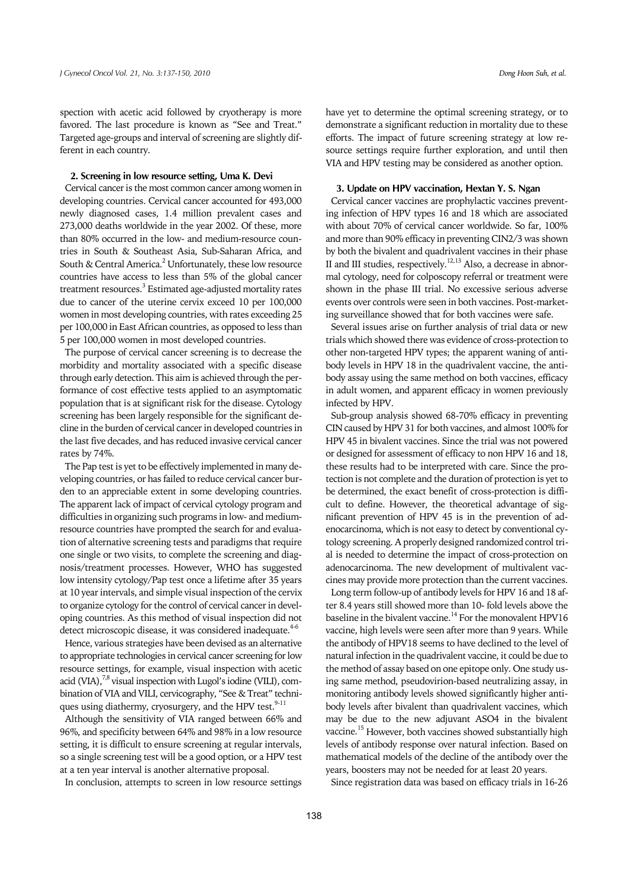spection with acetic acid followed by cryotherapy is more favored. The last procedure is known as "See and Treat." Targeted age-groups and interval of screening are slightly different in each country.

### 2. Screening in low resource setting, Uma K. Devi

Cervical cancer is the most common cancer among women in developing countries. Cervical cancer accounted for 493,000 newly diagnosed cases, 1.4 million prevalent cases and 273,000 deaths worldwide in the year 2002. Of these, more than 80% occurred in the low- and medium-resource countries in South & Southeast Asia, Sub-Saharan Africa, and South & Central America.[2] Unfortunately, these low resource countries have access to less than 5% of the global cancer treatment resources.[3] Estimated age-adjusted mortality rates due to cancer of the uterine cervix exceed 10 per 100,000 women in most developing countries, with rates exceeding 25 per 100,000 in East African countries, as opposed to less than 5 per 100,000 women in most developed countries.

The purpose of cervical cancer screening is to decrease the morbidity and mortality associated with a specific disease through early detection. This aim is achieved through the performance of cost effective tests applied to an asymptomatic population that is at significant risk for the disease. Cytology screening has been largely responsible for the significant decline in the burden of cervical cancer in developed countries in the last five decades, and has reduced invasive cervical cancer rates by 74%.

The Pap test is yet to be effectively implemented in many developing countries, or has failed to reduce cervical cancer burden to an appreciable extent in some developing countries. The apparent lack of impact of cervical cytology program and difficulties in organizing such programs in low- and medium-resource countries have prompted the search for and evaluation of alternative screening tests and paradigms that require one single or two visits, to complete the screening and diagnosis/treatment processes. However, WHO has suggested low intensity cytology/Pap test once a lifetime after 35 years at 10 year intervals, and simple visual inspection of the cervix to organize cytology for the control of cervical cancer in developing countries. As this method of visual inspection did not detect microscopic disease, it was considered inadequate.[4-6]

Hence, various strategies have been devised as an alternative to appropriate technologies in cervical cancer screening for low resource settings, for example, visual inspection with acetic acid (VIA),[7,8] visual inspection with Lugol's iodine (VILI), combination of VIA and VILI, cervicography, "See & Treat" techniques using diathermy, cryosurgery, and the HPV test.[9-11]

Although the sensitivity of VIA ranged between 66% and 96%, and specificity between 64% and 98% in a low resource setting, it is difficult to ensure screening at regular intervals, so a single screening test will be a good option, or a HPV test at a ten year interval is another alternative proposal.

In conclusion, attempts to screen in low resource settings have yet to determine the optimal screening strategy, or to demonstrate a significant reduction in mortality due to these efforts. The impact of future screening strategy at low resource settings require further exploration, and until then VIA and HPV testing may be considered as another option.

### 3. Update on HPV vaccination, Hextan Y. S. Ngan

Cervical cancer vaccines are prophylactic vaccines preventing infection of HPV types 16 and 18 which are associated with about 70% of cervical cancer worldwide. So far, 100% and more than 90% efficacy in preventing CIN2/3 was shown by both the bivalent and quadrivalent vaccines in their phase II and III studies, respectively.[12,13] Also, a decrease in abnormal cytology, need for colposcopy referral or treatment were shown in the phase III trial. No excessive serious adverse events over controls were seen in both vaccines. Post-marketing surveillance showed that for both vaccines were safe.

Several issues arise on further analysis of trial data or new trials which showed there was evidence of cross-protection to other non-targeted HPV types; the apparent waning of antibody levels in HPV 18 in the quadrivalent vaccine, the antibody assay using the same method on both vaccines, efficacy in adult women, and apparent efficacy in women previously infected by HPV.

Sub-group analysis showed 68-70% efficacy in preventing CIN caused by HPV 31 for both vaccines, and almost 100% for HPV 45 in bivalent vaccines. Since the trial was not powered or designed for assessment of efficacy to non HPV 16 and 18, these results had to be interpreted with care. Since the protection is not complete and the duration of protection is yet to be determined, the exact benefit of cross-protection is difficult to define. However, the theoretical advantage of significant prevention of HPV 45 is in the prevention of adenocarcinoma, which is not easy to detect by conventional cytology screening. A properly designed randomized control trial is needed to determine the impact of cross-protection on adenocarcinoma. The new development of multivalent vaccines may provide more protection than the current vaccines.

Long term follow-up of antibody levels for HPV 16 and 18 after 8.4 years still showed more than 10- fold levels above the baseline in the bivalent vaccine.[14] For the monovalent HPV16 vaccine, high levels were seen after more than 9 years. While the antibody of HPV18 seems to have declined to the level of natural infection in the quadrivalent vaccine, it could be due to the method of assay based on one epitope only. One study using same method, pseudovirion-based neutralizing assay, in monitoring antibody levels showed significantly higher antibody levels after bivalent than quadrivalent vaccines, which may be due to the new adjuvant ASO4 in the bivalent vaccine.[15] However, both vaccines showed substantially high levels of antibody response over natural infection. Based on mathematical models of the decline of the antibody over the years, boosters may not be needed for at least 20 years.

Since registration data was based on efficacy trials in 16-26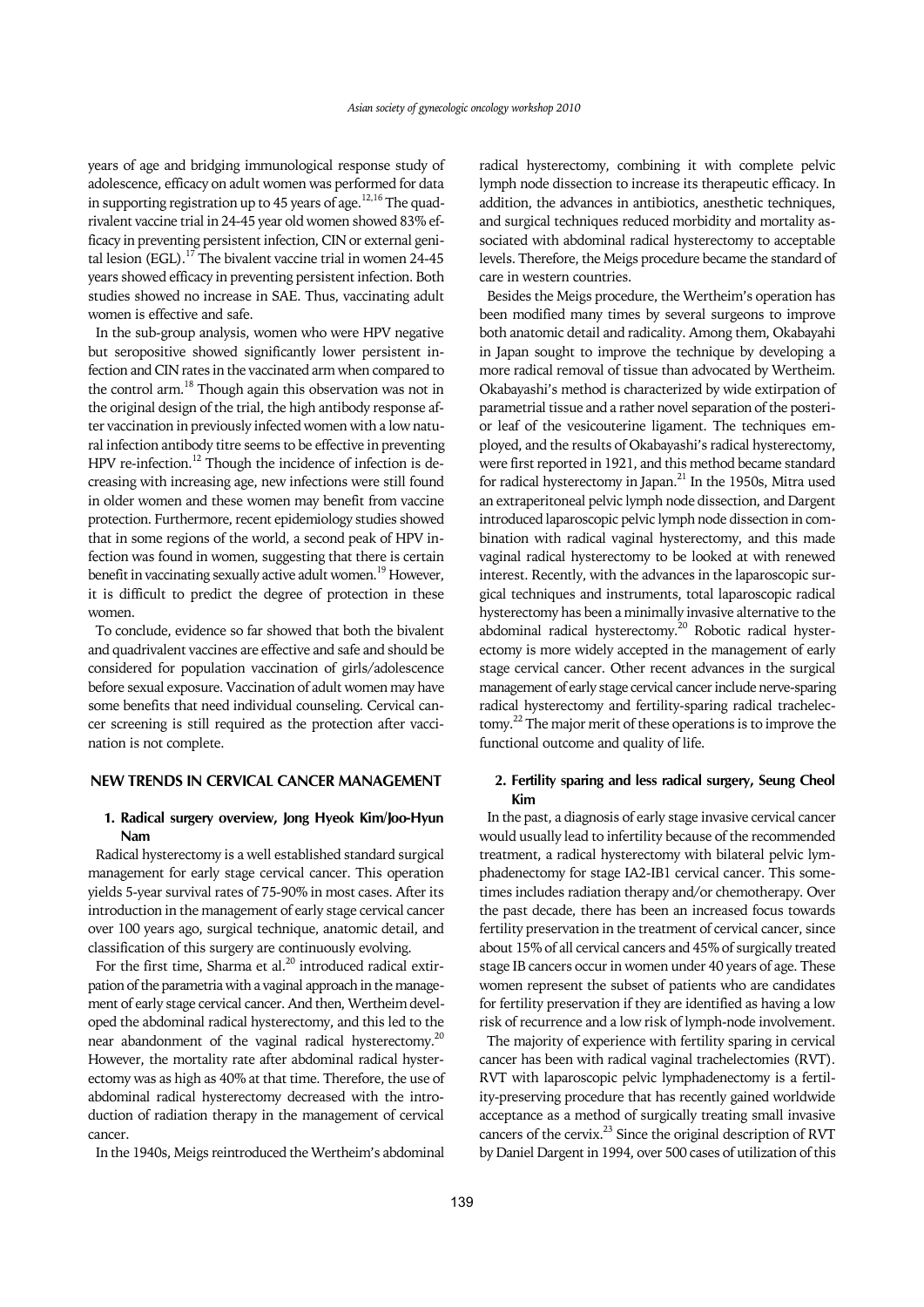years of age and bridging immunological response study of adolescence, efficacy on adult women was performed for data in supporting registration up to 45 years of age.[12,16] The quadrivalent vaccine trial in 24-45 year old women showed 83% efficacy in preventing persistent infection, CIN or external genital lesion (EGL).[17] The bivalent vaccine trial in women 24-45 years showed efficacy in preventing persistent infection. Both studies showed no increase in SAE. Thus, vaccinating adult women is effective and safe.

In the sub-group analysis, women who were HPV negative but seropositive showed significantly lower persistent infection and CIN rates in the vaccinated arm when compared to the control arm.[18] Though again this observation was not in the original design of the trial, the high antibody response after vaccination in previously infected women with a low natural infection antibody titre seems to be effective in preventing HPV re-infection.[12] Though the incidence of infection is decreasing with increasing age, new infections were still found in older women and these women may benefit from vaccine protection. Furthermore, recent epidemiology studies showed that in some regions of the world, a second peak of HPV infection was found in women, suggesting that there is certain benefit in vaccinating sexually active adult women.[19] However, it is difficult to predict the degree of protection in these women.

To conclude, evidence so far showed that both the bivalent and quadrivalent vaccines are effective and safe and should be considered for population vaccination of girls/adolescence before sexual exposure. Vaccination of adult women may have some benefits that need individual counseling. Cervical cancer screening is still required as the protection after vaccination is not complete.

## NEW TRENDS IN CERVICAL CANCER MANAGEMENT

### 1. Radical surgery overview, Jong Hyeok Kim/Joo-Hyun Nam

Radical hysterectomy is a well established standard surgical management for early stage cervical cancer. This operation yields 5-year survival rates of 75-90% in most cases. After its introduction in the management of early stage cervical cancer over 100 years ago, surgical technique, anatomic detail, and classification of this surgery are continuously evolving.

For the first time, Sharma et al.[20] introduced radical extirpation of the parametria with a vaginal approach in the management of early stage cervical cancer. And then, Wertheim developed the abdominal radical hysterectomy, and this led to the near abandonment of the vaginal radical hysterectomy.[20] However, the mortality rate after abdominal radical hysterectomy was as high as 40% at that time. Therefore, the use of abdominal radical hysterectomy decreased with the introduction of radiation therapy in the management of cervical cancer.

In the 1940s, Meigs reintroduced the Wertheim's abdominal radical hysterectomy, combining it with complete pelvic lymph node dissection to increase its therapeutic efficacy. In addition, the advances in antibiotics, anesthetic techniques, and surgical techniques reduced morbidity and mortality associated with abdominal radical hysterectomy to acceptable levels. Therefore, the Meigs procedure became the standard of care in western countries.

Besides the Meigs procedure, the Wertheim's operation has been modified many times by several surgeons to improve both anatomic detail and radicality. Among them, Okabayahi in Japan sought to improve the technique by developing a more radical removal of tissue than advocated by Wertheim. Okabayashi's method is characterized by wide extirpation of parametrial tissue and a rather novel separation of the posterior leaf of the vesicouterine ligament. The techniques employed, and the results of Okabayashi's radical hysterectomy, were first reported in 1921, and this method became standard for radical hysterectomy in Japan.[21] In the 1950s, Mitra used an extraperitoneal pelvic lymph node dissection, and Dargent introduced laparoscopic pelvic lymph node dissection in combination with radical vaginal hysterectomy, and this made vaginal radical hysterectomy to be looked at with renewed interest. Recently, with the advances in the laparoscopic surgical techniques and instruments, total laparoscopic radical hysterectomy has been a minimally invasive alternative to the abdominal radical hysterectomy.[20] Robotic radical hysterectomy is more widely accepted in the management of early stage cervical cancer. Other recent advances in the surgical management of early stage cervical cancer include nerve-sparing radical hysterectomy and fertility-sparing radical trachelectomy.[22] The major merit of these operations is to improve the functional outcome and quality of life.

### 2. Fertility sparing and less radical surgery, Seung Cheol Kim

In the past, a diagnosis of early stage invasive cervical cancer would usually lead to infertility because of the recommended treatment, a radical hysterectomy with bilateral pelvic lymphadenectomy for stage IA2-IB1 cervical cancer. This sometimes includes radiation therapy and/or chemotherapy. Over the past decade, there has been an increased focus towards fertility preservation in the treatment of cervical cancer, since about 15% of all cervical cancers and 45% of surgically treated stage IB cancers occur in women under 40 years of age. These women represent the subset of patients who are candidates for fertility preservation if they are identified as having a low risk of recurrence and a low risk of lymph-node involvement.

The majority of experience with fertility sparing in cervical cancer has been with radical vaginal trachelectomies (RVT). RVT with laparoscopic pelvic lymphadenectomy is a fertility-preserving procedure that has recently gained worldwide acceptance as a method of surgically treating small invasive cancers of the cervix.[23] Since the original description of RVT by Daniel Dargent in 1994, over 500 cases of utilization of this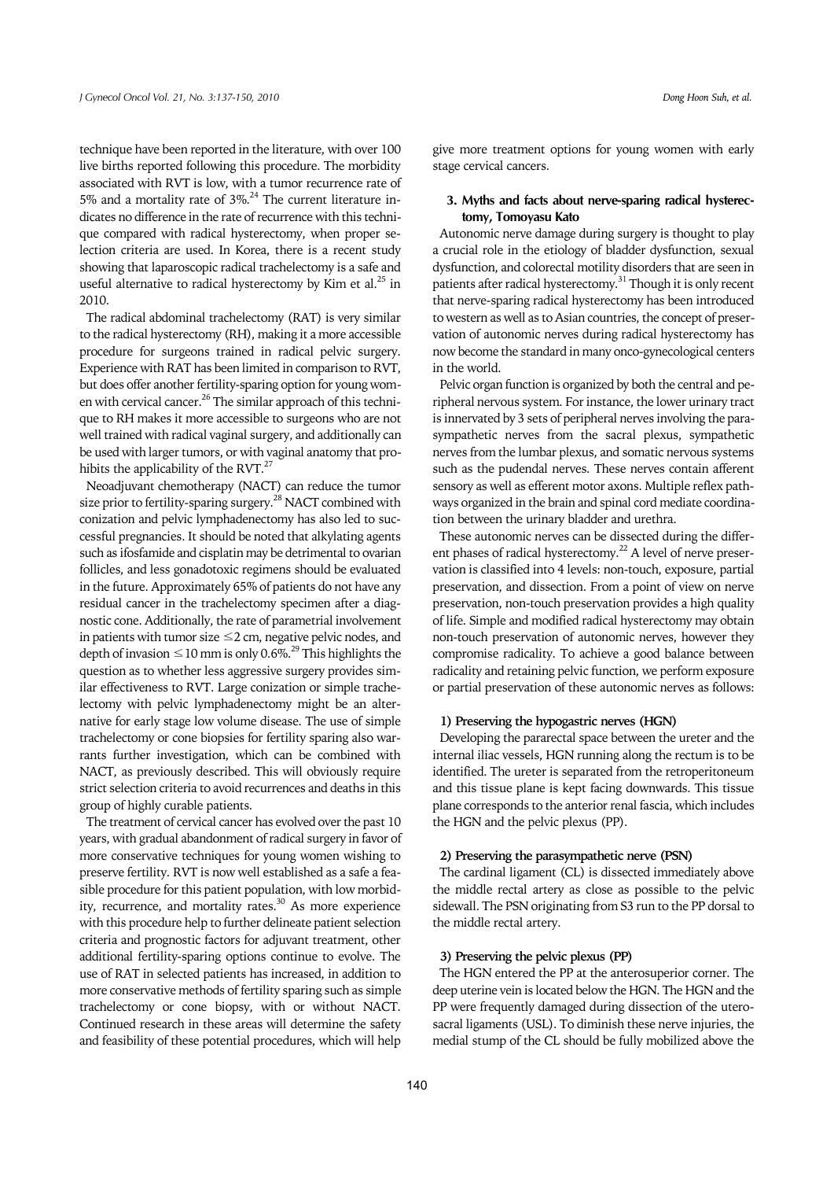technique have been reported in the literature, with over 100 live births reported following this procedure. The morbidity associated with RVT is low, with a tumor recurrence rate of 5% and a mortality rate of 3%.[24] The current literature indicates no difference in the rate of recurrence with this technique compared with radical hysterectomy, when proper selection criteria are used. In Korea, there is a recent study showing that laparoscopic radical trachelectomy is a safe and useful alternative to radical hysterectomy by Kim et al.[25] in 2010.

The radical abdominal trachelectomy (RAT) is very similar to the radical hysterectomy (RH), making it a more accessible procedure for surgeons trained in radical pelvic surgery. Experience with RAT has been limited in comparison to RVT, but does offer another fertility-sparing option for young women with cervical cancer.[26] The similar approach of this technique to RH makes it more accessible to surgeons who are not well trained with radical vaginal surgery, and additionally can be used with larger tumors, or with vaginal anatomy that prohibits the applicability of the RVT.[27]

Neoadjuvant chemotherapy (NACT) can reduce the tumor size prior to fertility-sparing surgery.[28] NACT combined with conization and pelvic lymphadenectomy has also led to successful pregnancies. It should be noted that alkylating agents such as ifosfamide and cisplatin may be detrimental to ovarian follicles, and less gonadotoxic regimens should be evaluated in the future. Approximately 65% of patients do not have any residual cancer in the trachelectomy specimen after a diagnostic cone. Additionally, the rate of parametrial involvement in patients with tumor size ≤2 cm, negative pelvic nodes, and depth of invasion ≤10 mm is only 0.6%.[29] This highlights the question as to whether less aggressive surgery provides similar effectiveness to RVT. Large conization or simple trachelectomy with pelvic lymphadenectomy might be an alternative for early stage low volume disease. The use of simple trachelectomy or cone biopsies for fertility sparing also warrants further investigation, which can be combined with NACT, as previously described. This will obviously require strict selection criteria to avoid recurrences and deaths in this group of highly curable patients.

The treatment of cervical cancer has evolved over the past 10 years, with gradual abandonment of radical surgery in favor of more conservative techniques for young women wishing to preserve fertility. RVT is now well established as a safe a feasible procedure for this patient population, with low morbidity, recurrence, and mortality rates.[30] As more experience with this procedure help to further delineate patient selection criteria and prognostic factors for adjuvant treatment, other additional fertility-sparing options continue to evolve. The use of RAT in selected patients has increased, in addition to more conservative methods of fertility sparing such as simple trachelectomy or cone biopsy, with or without NACT. Continued research in these areas will determine the safety and feasibility of these potential procedures, which will help give more treatment options for young women with early stage cervical cancers.

### 3. Myths and facts about nerve-sparing radical hysterectomy, Tomoyasu Kato

Autonomic nerve damage during surgery is thought to play a crucial role in the etiology of bladder dysfunction, sexual dysfunction, and colorectal motility disorders that are seen in patients after radical hysterectomy.[31] Though it is only recent that nerve-sparing radical hysterectomy has been introduced to western as well as to Asian countries, the concept of preservation of autonomic nerves during radical hysterectomy has now become the standard in many onco-gynecological centers in the world.

Pelvic organ function is organized by both the central and peripheral nervous system. For instance, the lower urinary tract is innervated by 3 sets of peripheral nerves involving the parasympathetic nerves from the sacral plexus, sympathetic nerves from the lumbar plexus, and somatic nervous systems such as the pudendal nerves. These nerves contain afferent sensory as well as efferent motor axons. Multiple reflex pathways organized in the brain and spinal cord mediate coordination between the urinary bladder and urethra.

These autonomic nerves can be dissected during the different phases of radical hysterectomy.[22] A level of nerve preservation is classified into 4 levels: non-touch, exposure, partial preservation, and dissection. From a point of view on nerve preservation, non-touch preservation provides a high quality of life. Simple and modified radical hysterectomy may obtain non-touch preservation of autonomic nerves, however they compromise radicality. To achieve a good balance between radicality and retaining pelvic function, we perform exposure or partial preservation of these autonomic nerves as follows:

#### 1) Preserving the hypogastric nerves (HGN)

Developing the pararectal space between the ureter and the internal iliac vessels, HGN running along the rectum is to be identified. The ureter is separated from the retroperitoneum and this tissue plane is kept facing downwards. This tissue plane corresponds to the anterior renal fascia, which includes the HGN and the pelvic plexus (PP).

#### 2) Preserving the parasympathetic nerve (PSN)

The cardinal ligament (CL) is dissected immediately above the middle rectal artery as close as possible to the pelvic sidewall. The PSN originating from S3 run to the PP dorsal to the middle rectal artery.

#### 3) Preserving the pelvic plexus (PP)

The HGN entered the PP at the anterosuperior corner. The deep uterine vein is located below the HGN. The HGN and the PP were frequently damaged during dissection of the uterosacral ligaments (USL). To diminish these nerve injuries, the medial stump of the CL should be fully mobilized above the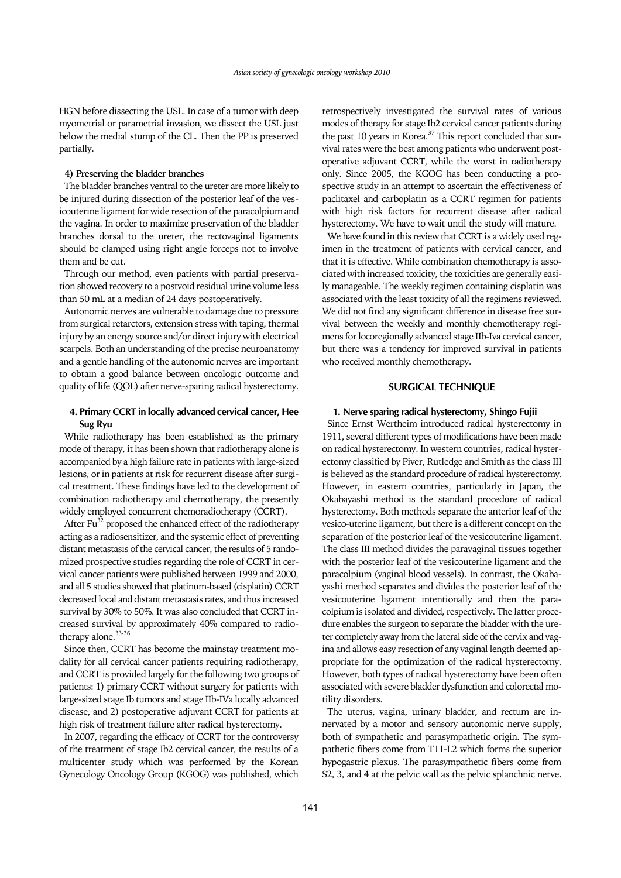HGN before dissecting the USL. In case of a tumor with deep myometrial or parametrial invasion, we dissect the USL just below the medial stump of the CL. Then the PP is preserved partially.

#### 4) Preserving the bladder branches

The bladder branches ventral to the ureter are more likely to be injured during dissection of the posterior leaf of the vesicouterine ligament for wide resection of the paracolpium and the vagina. In order to maximize preservation of the bladder branches dorsal to the ureter, the rectovaginal ligaments should be clamped using right angle forceps not to involve them and be cut.

Through our method, even patients with partial preservation showed recovery to a postvoid residual urine volume less than 50 mL at a median of 24 days postoperatively.

Autonomic nerves are vulnerable to damage due to pressure from surgical retarctors, extension stress with taping, thermal injury by an energy source and/or direct injury with electrical scarpels. Both an understanding of the precise neuroanatomy and a gentle handling of the autonomic nerves are important to obtain a good balance between oncologic outcome and quality of life (QOL) after nerve-sparing radical hysterectomy.

### 4. Primary CCRT in locally advanced cervical cancer, Hee Sug Ryu

While radiotherapy has been established as the primary mode of therapy, it has been shown that radiotherapy alone is accompanied by a high failure rate in patients with large-sized lesions, or in patients at risk for recurrent disease after surgical treatment. These findings have led to the development of combination radiotherapy and chemotherapy, the presently widely employed concurrent chemoradiotherapy (CCRT).

After Fu[32] proposed the enhanced effect of the radiotherapy acting as a radiosensitizer, and the systemic effect of preventing distant metastasis of the cervical cancer, the results of 5 randomized prospective studies regarding the role of CCRT in cervical cancer patients were published between 1999 and 2000, and all 5 studies showed that platinum-based (cisplatin) CCRT decreased local and distant metastasis rates, and thus increased survival by 30% to 50%. It was also concluded that CCRT increased survival by approximately 40% compared to radiotherapy alone.[33-36]

Since then, CCRT has become the mainstay treatment modality for all cervical cancer patients requiring radiotherapy, and CCRT is provided largely for the following two groups of patients: 1) primary CCRT without surgery for patients with large-sized stage Ib tumors and stage IIb-IVa locally advanced disease, and 2) postoperative adjuvant CCRT for patients at high risk of treatment failure after radical hysterectomy.

In 2007, regarding the efficacy of CCRT for the controversy of the treatment of stage Ib2 cervical cancer, the results of a multicenter study which was performed by the Korean Gynecology Oncology Group (KGOG) was published, which retrospectively investigated the survival rates of various modes of therapy for stage Ib2 cervical cancer patients during the past 10 years in Korea.[37] This report concluded that survival rates were the best among patients who underwent postoperative adjuvant CCRT, while the worst in radiotherapy only. Since 2005, the KGOG has been conducting a prospective study in an attempt to ascertain the effectiveness of paclitaxel and carboplatin as a CCRT regimen for patients with high risk factors for recurrent disease after radical hysterectomy. We have to wait until the study will mature.

We have found in this review that CCRT is a widely used regimen in the treatment of patients with cervical cancer, and that it is effective. While combination chemotherapy is associated with increased toxicity, the toxicities are generally easily manageable. The weekly regimen containing cisplatin was associated with the least toxicity of all the regimens reviewed. We did not find any significant difference in disease free survival between the weekly and monthly chemotherapy regimens for locoregionally advanced stage IIb-Iva cervical cancer, but there was a tendency for improved survival in patients who received monthly chemotherapy.

## SURGICAL TECHNIQUE

### 1. Nerve sparing radical hysterectomy, Shingo Fujii

Since Ernst Wertheim introduced radical hysterectomy in 1911, several different types of modifications have been made on radical hysterectomy. In western countries, radical hysterectomy classified by Piver, Rutledge and Smith as the class III is believed as the standard procedure of radical hysterectomy. However, in eastern countries, particularly in Japan, the Okabayashi method is the standard procedure of radical hysterectomy. Both methods separate the anterior leaf of the vesico-uterine ligament, but there is a different concept on the separation of the posterior leaf of the vesicouterine ligament. The class III method divides the paravaginal tissues together with the posterior leaf of the vesicouterine ligament and the paracolpium (vaginal blood vessels). In contrast, the Okabayashi method separates and divides the posterior leaf of the vesicouterine ligament intentionally and then the paracolpium is isolated and divided, respectively. The latter procedure enables the surgeon to separate the bladder with the ureter completely away from the lateral side of the cervix and vagina and allows easy resection of any vaginal length deemed appropriate for the optimization of the radical hysterectomy. However, both types of radical hysterectomy have been often associated with severe bladder dysfunction and colorectal motility disorders.

The uterus, vagina, urinary bladder, and rectum are innervated by a motor and sensory autonomic nerve supply, both of sympathetic and parasympathetic origin. The sympathetic fibers come from T11-L2 which forms the superior hypogastric plexus. The parasympathetic fibers come from S2, 3, and 4 at the pelvic wall as the pelvic splanchnic nerve.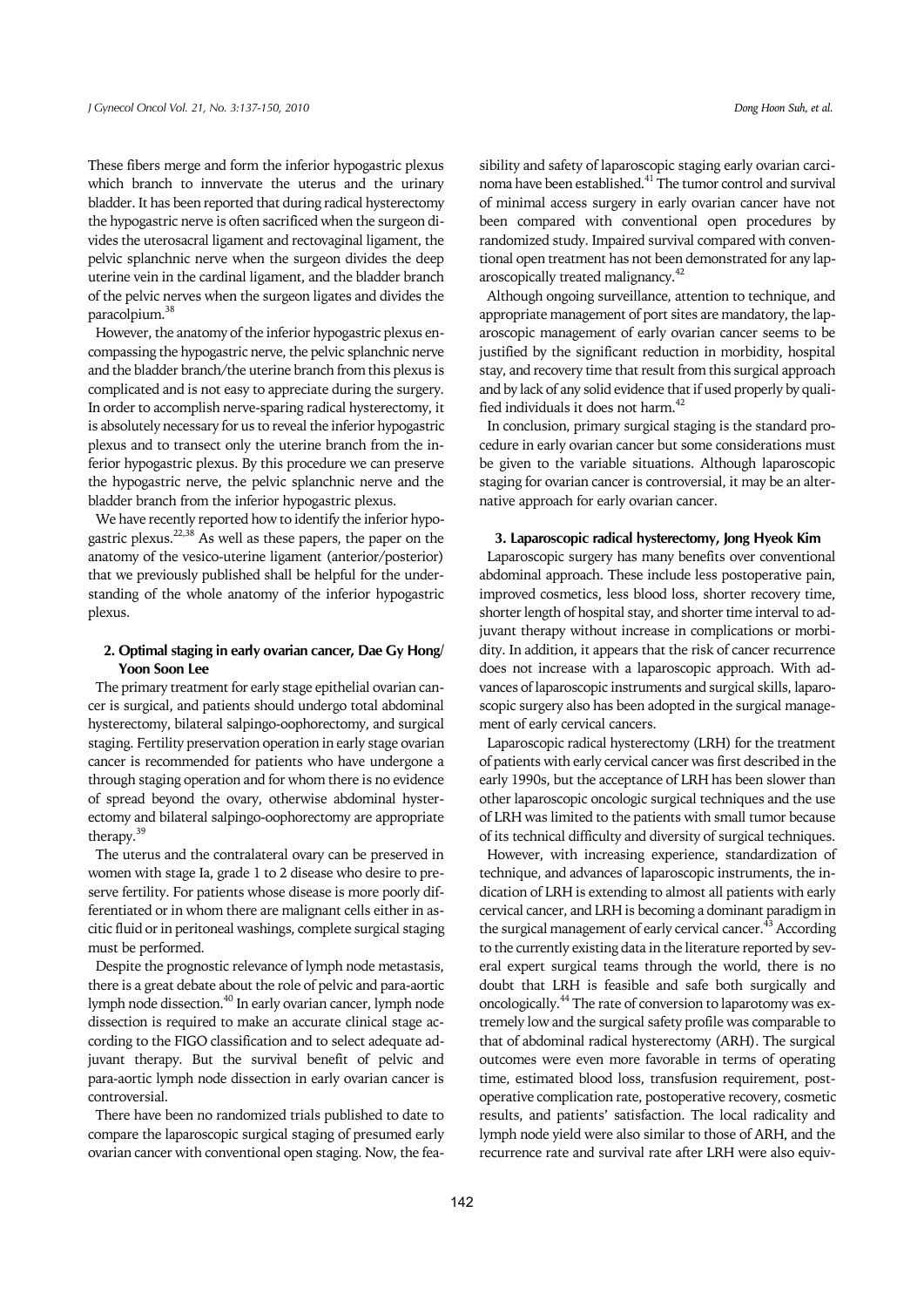These fibers merge and form the inferior hypogastric plexus which branch to innvervate the uterus and the urinary bladder. It has been reported that during radical hysterectomy the hypogastric nerve is often sacrificed when the surgeon divides the uterosacral ligament and rectovaginal ligament, the pelvic splanchnic nerve when the surgeon divides the deep uterine vein in the cardinal ligament, and the bladder branch of the pelvic nerves when the surgeon ligates and divides the paracolpium.[38]

However, the anatomy of the inferior hypogastric plexus encompassing the hypogastric nerve, the pelvic splanchnic nerve and the bladder branch/the uterine branch from this plexus is complicated and is not easy to appreciate during the surgery. In order to accomplish nerve-sparing radical hysterectomy, it is absolutely necessary for us to reveal the inferior hypogastric plexus and to transect only the uterine branch from the inferior hypogastric plexus. By this procedure we can preserve the hypogastric nerve, the pelvic splanchnic nerve and the bladder branch from the inferior hypogastric plexus.

We have recently reported how to identify the inferior hypogastric plexus.[22,38] As well as these papers, the paper on the anatomy of the vesico-uterine ligament (anterior/posterior) that we previously published shall be helpful for the understanding of the whole anatomy of the inferior hypogastric plexus.

### 2. Optimal staging in early ovarian cancer, Dae Gy Hong/Yoon Soon Lee

The primary treatment for early stage epithelial ovarian cancer is surgical, and patients should undergo total abdominal hysterectomy, bilateral salpingo-oophorectomy, and surgical staging. Fertility preservation operation in early stage ovarian cancer is recommended for patients who have undergone a through staging operation and for whom there is no evidence of spread beyond the ovary, otherwise abdominal hysterectomy and bilateral salpingo-oophorectomy are appropriate therapy.[39]

The uterus and the contralateral ovary can be preserved in women with stage Ia, grade 1 to 2 disease who desire to preserve fertility. For patients whose disease is more poorly differentiated or in whom there are malignant cells either in ascitic fluid or in peritoneal washings, complete surgical staging must be performed.

Despite the prognostic relevance of lymph node metastasis, there is a great debate about the role of pelvic and para-aortic lymph node dissection.[40] In early ovarian cancer, lymph node dissection is required to make an accurate clinical stage according to the FIGO classification and to select adequate adjuvant therapy. But the survival benefit of pelvic and para-aortic lymph node dissection in early ovarian cancer is controversial.

There have been no randomized trials published to date to compare the laparoscopic surgical staging of presumed early ovarian cancer with conventional open staging. Now, the feasibility and safety of laparoscopic staging early ovarian carcinoma have been established.[41] The tumor control and survival of minimal access surgery in early ovarian cancer have not been compared with conventional open procedures by randomized study. Impaired survival compared with conventional open treatment has not been demonstrated for any laparoscopically treated malignancy.[42]

Although ongoing surveillance, attention to technique, and appropriate management of port sites are mandatory, the laparoscopic management of early ovarian cancer seems to be justified by the significant reduction in morbidity, hospital stay, and recovery time that result from this surgical approach and by lack of any solid evidence that if used properly by qualified individuals it does not harm.[42]

In conclusion, primary surgical staging is the standard procedure in early ovarian cancer but some considerations must be given to the variable situations. Although laparoscopic staging for ovarian cancer is controversial, it may be an alternative approach for early ovarian cancer.

### 3. Laparoscopic radical hysterectomy, Jong Hyeok Kim

Laparoscopic surgery has many benefits over conventional abdominal approach. These include less postoperative pain, improved cosmetics, less blood loss, shorter recovery time, shorter length of hospital stay, and shorter time interval to adjuvant therapy without increase in complications or morbidity. In addition, it appears that the risk of cancer recurrence does not increase with a laparoscopic approach. With advances of laparoscopic instruments and surgical skills, laparoscopic surgery also has been adopted in the surgical management of early cervical cancers.

Laparoscopic radical hysterectomy (LRH) for the treatment of patients with early cervical cancer was first described in the early 1990s, but the acceptance of LRH has been slower than other laparoscopic oncologic surgical techniques and the use of LRH was limited to the patients with small tumor because of its technical difficulty and diversity of surgical techniques.

However, with increasing experience, standardization of technique, and advances of laparoscopic instruments, the indication of LRH is extending to almost all patients with early cervical cancer, and LRH is becoming a dominant paradigm in the surgical management of early cervical cancer.[43] According to the currently existing data in the literature reported by several expert surgical teams through the world, there is no doubt that LRH is feasible and safe both surgically and oncologically.[44] The rate of conversion to laparotomy was extremely low and the surgical safety profile was comparable to that of abdominal radical hysterectomy (ARH). The surgical outcomes were even more favorable in terms of operating time, estimated blood loss, transfusion requirement, postoperative complication rate, postoperative recovery, cosmetic results, and patients' satisfaction. The local radicality and lymph node yield were also similar to those of ARH, and the recurrence rate and survival rate after LRH were also equiv-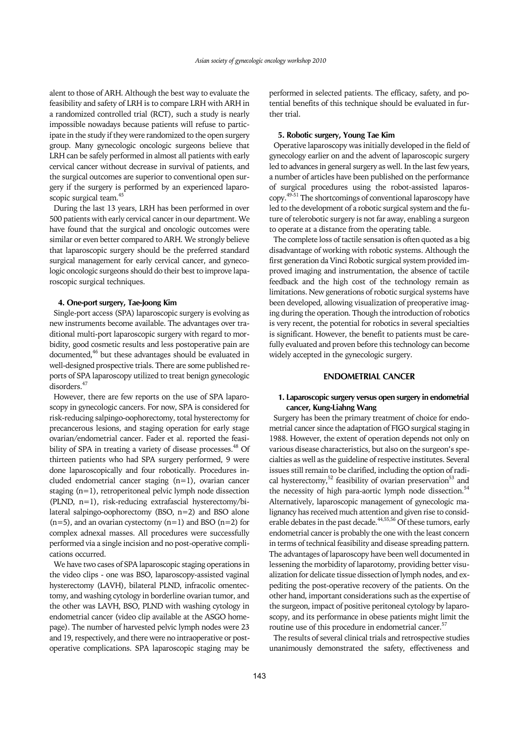alent to those of ARH. Although the best way to evaluate the feasibility and safety of LRH is to compare LRH with ARH in a randomized controlled trial (RCT), such a study is nearly impossible nowadays because patients will refuse to participate in the study if they were randomized to the open surgery group. Many gynecologic oncologic surgeons believe that LRH can be safely performed in almost all patients with early cervical cancer without decrease in survival of patients, and the surgical outcomes are superior to conventional open surgery if the surgery is performed by an experienced laparoscopic surgical team.[45]

During the last 13 years, LRH has been performed in over 500 patients with early cervical cancer in our department. We have found that the surgical and oncologic outcomes were similar or even better compared to ARH. We strongly believe that laparoscopic surgery should be the preferred standard surgical management for early cervical cancer, and gynecologic oncologic surgeons should do their best to improve laparoscopic surgical techniques.

#### 4. One-port surgery, Tae-Joong Kim

Single-port access (SPA) laparoscopic surgery is evolving as new instruments become available. The advantages over traditional multi-port laparoscopic surgery with regard to morbidity, good cosmetic results and less postoperative pain are documented,[46] but these advantages should be evaluated in well-designed prospective trials. There are some published reports of SPA laparoscopy utilized to treat benign gynecologic disorders.[47]

However, there are few reports on the use of SPA laparoscopy in gynecologic cancers. For now, SPA is considered for risk-reducing salpingo-oophorectomy, total hysterectomy for precancerous lesions, and staging operation for early stage ovarian/endometrial cancer. Fader et al. reported the feasibility of SPA in treating a variety of disease processes.[48] Of thirteen patients who had SPA surgery performed, 9 were done laparoscopically and four robotically. Procedures included endometrial cancer staging (n=1), ovarian cancer staging (n=1), retroperitoneal pelvic lymph node dissection (PLND, n=1), risk-reducing extrafascial hysterectomy/bilateral salpingo-oophorectomy (BSO, n=2) and BSO alone (n=5), and an ovarian cystectomy (n=1) and BSO (n=2) for complex adnexal masses. All procedures were successfully performed via a single incision and no post-operative complications occurred.

We have two cases of SPA laparoscopic staging operations in the video clips - one was BSO, laparoscopy-assisted vaginal hysterectomy (LAVH), bilateral PLND, infracolic omentectomy, and washing cytology in borderline ovarian tumor, and the other was LAVH, BSO, PLND with washing cytology in endometrial cancer (video clip available at the ASGO homepage). The number of harvested pelvic lymph nodes were 23 and 19, respectively, and there were no intraoperative or postoperative complications. SPA laparoscopic staging may be performed in selected patients. The efficacy, safety, and potential benefits of this technique should be evaluated in further trial.

#### 5. Robotic surgery, Young Tae Kim

Operative laparoscopy was initially developed in the field of gynecology earlier on and the advent of laparoscopic surgery led to advances in general surgery as well. In the last few years, a number of articles have been published on the performance of surgical procedures using the robot-assisted laparoscopy.[49-51] The shortcomings of conventional laparoscopy have led to the development of a robotic surgical system and the future of telerobotic surgery is not far away, enabling a surgeon to operate at a distance from the operating table.

The complete loss of tactile sensation is often quoted as a big disadvantage of working with robotic systems. Although the first generation da Vinci Robotic surgical system provided improved imaging and instrumentation, the absence of tactile feedback and the high cost of the technology remain as limitations. New generations of robotic surgical systems have been developed, allowing visualization of preoperative imaging during the operation. Though the introduction of robotics is very recent, the potential for robotics in several specialties is significant. However, the benefit to patients must be carefully evaluated and proven before this technology can become widely accepted in the gynecologic surgery.

### ENDOMETRIAL CANCER

#### 1. Laparoscopic surgery versus open surgery in endometrial cancer, Kung-Liahng Wang

Surgery has been the primary treatment of choice for endometrial cancer since the adaptation of FIGO surgical staging in 1988. However, the extent of operation depends not only on various disease characteristics, but also on the surgeon's specialties as well as the guideline of respective institutes. Several issues still remain to be clarified, including the option of radical hysterectomy,[52] feasibility of ovarian preservation[53] and the necessity of high para-aortic lymph node dissection.[54] Alternatively, laparoscopic management of gynecologic malignancy has received much attention and given rise to considerable debates in the past decade.[44,55,56] Of these tumors, early endometrial cancer is probably the one with the least concern in terms of technical feasibility and disease spreading pattern. The advantages of laparoscopy have been well documented in lessening the morbidity of laparotomy, providing better visualization for delicate tissue dissection of lymph nodes, and expediting the post-operative recovery of the patients. On the other hand, important considerations such as the expertise of the surgeon, impact of positive peritoneal cytology by laparoscopy, and its performance in obese patients might limit the routine use of this procedure in endometrial cancer.[57]

The results of several clinical trials and retrospective studies unanimously demonstrated the safety, effectiveness and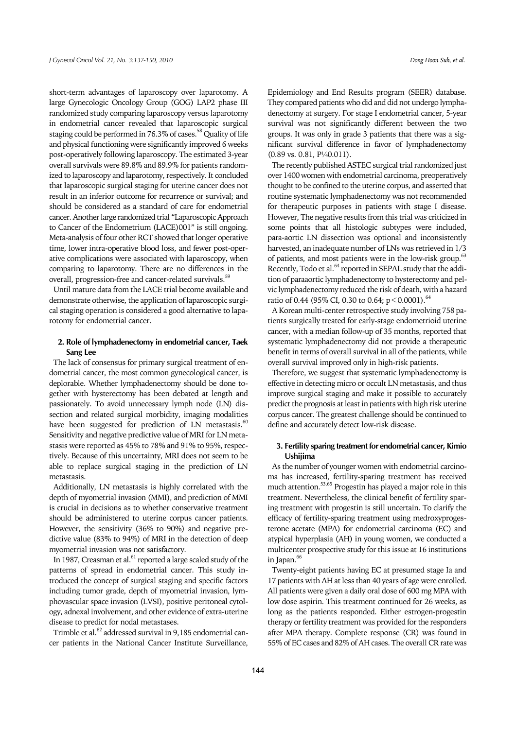short-term advantages of laparoscopy over laparotomy. A large Gynecologic Oncology Group (GOG) LAP2 phase III randomized study comparing laparoscopy versus laparotomy in endometrial cancer revealed that laparoscopic surgical staging could be performed in 76.3% of cases.[58] Quality of life and physical functioning were significantly improved 6 weeks post-operatively following laparoscopy. The estimated 3-year overall survivals were 89.8% and 89.9% for patients randomized to laparoscopy and laparotomy, respectively. It concluded that laparoscopic surgical staging for uterine cancer does not result in an inferior outcome for recurrence or survival; and should be considered as a standard of care for endometrial cancer. Another large randomized trial "Laparoscopic Approach to Cancer of the Endometrium (LACE)001" is still ongoing. Meta-analysis of four other RCT showed that longer operative time, lower intra-operative blood loss, and fewer post-operative complications were associated with laparoscopy, when comparing to laparotomy. There are no differences in the overall, progression-free and cancer-related survivals.[59]

Until mature data from the LACE trial become available and demonstrate otherwise, the application of laparoscopic surgical staging operation is considered a good alternative to laparotomy for endometrial cancer.

### 2. Role of lymphadenectomy in endometrial cancer, Taek Sang Lee

The lack of consensus for primary surgical treatment of endometrial cancer, the most common gynecological cancer, is deplorable. Whether lymphadenectomy should be done together with hysterectomy has been debated at length and passionately. To avoid unnecessary lymph node (LN) dissection and related surgical morbidity, imaging modalities have been suggested for prediction of LN metastasis.[60] Sensitivity and negative predictive value of MRI for LN metastasis were reported as 45% to 78% and 91% to 95%, respectively. Because of this uncertainty, MRI does not seem to be able to replace surgical staging in the prediction of LN metastasis.

Additionally, LN metastasis is highly correlated with the depth of myometrial invasion (MMI), and prediction of MMI is crucial in decisions as to whether conservative treatment should be administered to uterine corpus cancer patients. However, the sensitivity (36% to 90%) and negative predictive value (83% to 94%) of MRI in the detection of deep myometrial invasion was not satisfactory.

In 1987, Creasman et al.[61] reported a large scaled study of the patterns of spread in endometrial cancer. This study introduced the concept of surgical staging and specific factors including tumor grade, depth of myometrial invasion, lymphovascular space invasion (LVSI), positive peritoneal cytology, adnexal involvement, and other evidence of extra-uterine disease to predict for nodal metastases.

Trimble et al.[62] addressed survival in 9,185 endometrial cancer patients in the National Cancer Institute Surveillance, Epidemiology and End Results program (SEER) database. They compared patients who did and did not undergo lymphadenectomy at surgery. For stage I endometrial cancer, 5-year survival was not significantly different between the two groups. It was only in grade 3 patients that there was a significant survival difference in favor of lymphadenectomy (0.89 vs. 0.81, P¼0.011).

The recently published ASTEC surgical trial randomized just over 1400 women with endometrial carcinoma, preoperatively thought to be confined to the uterine corpus, and asserted that routine systematic lymphadenectomy was not recommended for therapeutic purposes in patients with stage I disease. However, The negative results from this trial was criticized in some points that all histologic subtypes were included, para-aortic LN dissection was optional and inconsistently harvested, an inadequate number of LNs was retrieved in 1/3 of patients, and most patients were in the low-risk group.[63] Recently, Todo et al.[64] reported in SEPAL study that the addition of paraaortic lymphadenectomy to hysterectomy and pelvic lymphadenectomy reduced the risk of death, with a hazard ratio of 0.44 (95% CI, 0.30 to 0.64; $p<0.0001$).[64]

A Korean multi-center retrospective study involving 758 patients surgically treated for early-stage endometrioid uterine cancer, with a median follow-up of 35 months, reported that systematic lymphadenectomy did not provide a therapeutic benefit in terms of overall survival in all of the patients, while overall survival improved only in high-risk patients.

Therefore, we suggest that systematic lymphadenectomy is effective in detecting micro or occult LN metastasis, and thus improve surgical staging and make it possible to accurately predict the prognosis at least in patients with high risk uterine corpus cancer. The greatest challenge should be continued to define and accurately detect low-risk disease.

### 3. Fertility sparing treatment for endometrial cancer, Kimio Ushijima

As the number of younger women with endometrial carcinoma has increased, fertility-sparing treatment has received much attention.[53,65] Progestin has played a major role in this treatment. Nevertheless, the clinical benefit of fertility sparing treatment with progestin is still uncertain. To clarify the efficacy of fertility-sparing treatment using medroxyprogesterone acetate (MPA) for endometrial carcinoma (EC) and atypical hyperplasia (AH) in young women, we conducted a multicenter prospective study for this issue at 16 institutions in Japan.[66]

Twenty-eight patients having EC at presumed stage Ia and 17 patients with AH at less than 40 years of age were enrolled. All patients were given a daily oral dose of 600 mg MPA with low dose aspirin. This treatment continued for 26 weeks, as long as the patients responded. Either estrogen-progestin therapy or fertility treatment was provided for the responders after MPA therapy. Complete response (CR) was found in 55% of EC cases and 82% of AH cases. The overall CR rate was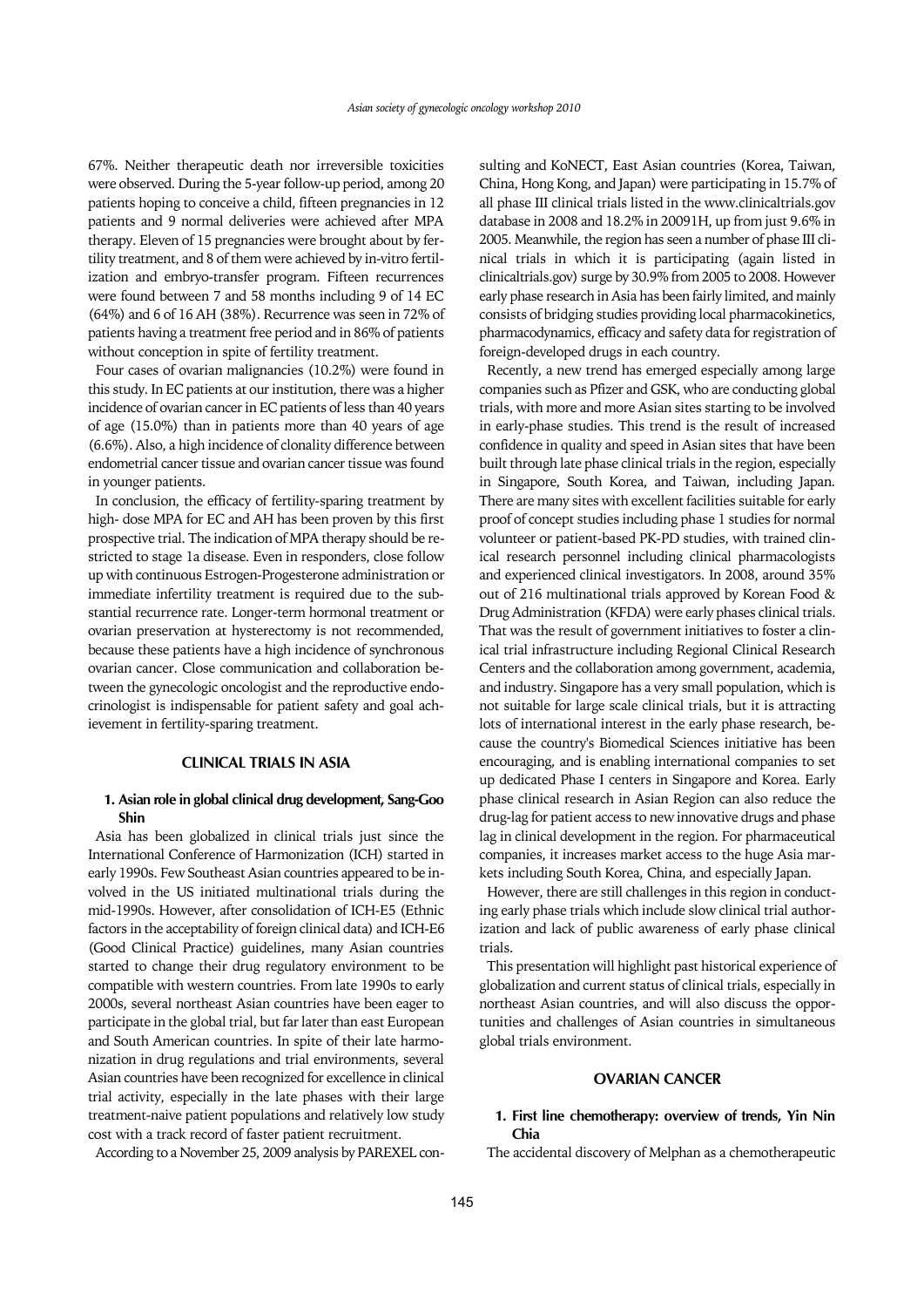67%. Neither therapeutic death nor irreversible toxicities were observed. During the 5-year follow-up period, among 20 patients hoping to conceive a child, fifteen pregnancies in 12 patients and 9 normal deliveries were achieved after MPA therapy. Eleven of 15 pregnancies were brought about by fertility treatment, and 8 of them were achieved by in-vitro fertilization and embryo-transfer program. Fifteen recurrences were found between 7 and 58 months including 9 of 14 EC (64%) and 6 of 16 AH (38%). Recurrence was seen in 72% of patients having a treatment free period and in 86% of patients without conception in spite of fertility treatment.

Four cases of ovarian malignancies (10.2%) were found in this study. In EC patients at our institution, there was a higher incidence of ovarian cancer in EC patients of less than 40 years of age (15.0%) than in patients more than 40 years of age (6.6%). Also, a high incidence of clonality difference between endometrial cancer tissue and ovarian cancer tissue was found in younger patients.

In conclusion, the efficacy of fertility-sparing treatment by high- dose MPA for EC and AH has been proven by this first prospective trial. The indication of MPA therapy should be restricted to stage 1a disease. Even in responders, close follow up with continuous Estrogen-Progesterone administration or immediate infertility treatment is required due to the substantial recurrence rate. Longer-term hormonal treatment or ovarian preservation at hysterectomy is not recommended, because these patients have a high incidence of synchronous ovarian cancer. Close communication and collaboration between the gynecologic oncologist and the reproductive endocrinologist is indispensable for patient safety and goal achievement in fertility-sparing treatment.

## CLINICAL TRIALS IN ASIA

### 1. Asian role in global clinical drug development, Sang-Goo Shin

Asia has been globalized in clinical trials just since the International Conference of Harmonization (ICH) started in early 1990s. Few Southeast Asian countries appeared to be involved in the US initiated multinational trials during the mid-1990s. However, after consolidation of ICH-E5 (Ethnic factors in the acceptability of foreign clinical data) and ICH-E6 (Good Clinical Practice) guidelines, many Asian countries started to change their drug regulatory environment to be compatible with western countries. From late 1990s to early 2000s, several northeast Asian countries have been eager to participate in the global trial, but far later than east European and South American countries. In spite of their late harmonization in drug regulations and trial environments, several Asian countries have been recognized for excellence in clinical trial activity, especially in the late phases with their large treatment-naive patient populations and relatively low study cost with a track record of faster patient recruitment.

According to a November 25, 2009 analysis by PAREXEL consulting and KoNECT, East Asian countries (Korea, Taiwan, China, Hong Kong, and Japan) were participating in 15.7% of all phase III clinical trials listed in the www.clinicaltrials.gov database in 2008 and 18.2% in 20091H, up from just 9.6% in 2005. Meanwhile, the region has seen a number of phase III clinical trials in which it is participating (again listed in clinicaltrials.gov) surge by 30.9% from 2005 to 2008. However early phase research in Asia has been fairly limited, and mainly consists of bridging studies providing local pharmacokinetics, pharmacodynamics, efficacy and safety data for registration of foreign-developed drugs in each country.

Recently, a new trend has emerged especially among large companies such as Pfizer and GSK, who are conducting global trials, with more and more Asian sites starting to be involved in early-phase studies. This trend is the result of increased confidence in quality and speed in Asian sites that have been built through late phase clinical trials in the region, especially in Singapore, South Korea, and Taiwan, including Japan. There are many sites with excellent facilities suitable for early proof of concept studies including phase 1 studies for normal volunteer or patient-based PK-PD studies, with trained clinical research personnel including clinical pharmacologists and experienced clinical investigators. In 2008, around 35% out of 216 multinational trials approved by Korean Food & Drug Administration (KFDA) were early phases clinical trials. That was the result of government initiatives to foster a clinical trial infrastructure including Regional Clinical Research Centers and the collaboration among government, academia, and industry. Singapore has a very small population, which is not suitable for large scale clinical trials, but it is attracting lots of international interest in the early phase research, because the country's Biomedical Sciences initiative has been encouraging, and is enabling international companies to set up dedicated Phase I centers in Singapore and Korea. Early phase clinical research in Asian Region can also reduce the drug-lag for patient access to new innovative drugs and phase lag in clinical development in the region. For pharmaceutical companies, it increases market access to the huge Asia markets including South Korea, China, and especially Japan.

However, there are still challenges in this region in conducting early phase trials which include slow clinical trial authorization and lack of public awareness of early phase clinical trials.

This presentation will highlight past historical experience of globalization and current status of clinical trials, especially in northeast Asian countries, and will also discuss the opportunities and challenges of Asian countries in simultaneous global trials environment.

## OVARIAN CANCER

### 1. First line chemotherapy: overview of trends, Yin Nin Chia

The accidental discovery of Melphan as a chemotherapeutic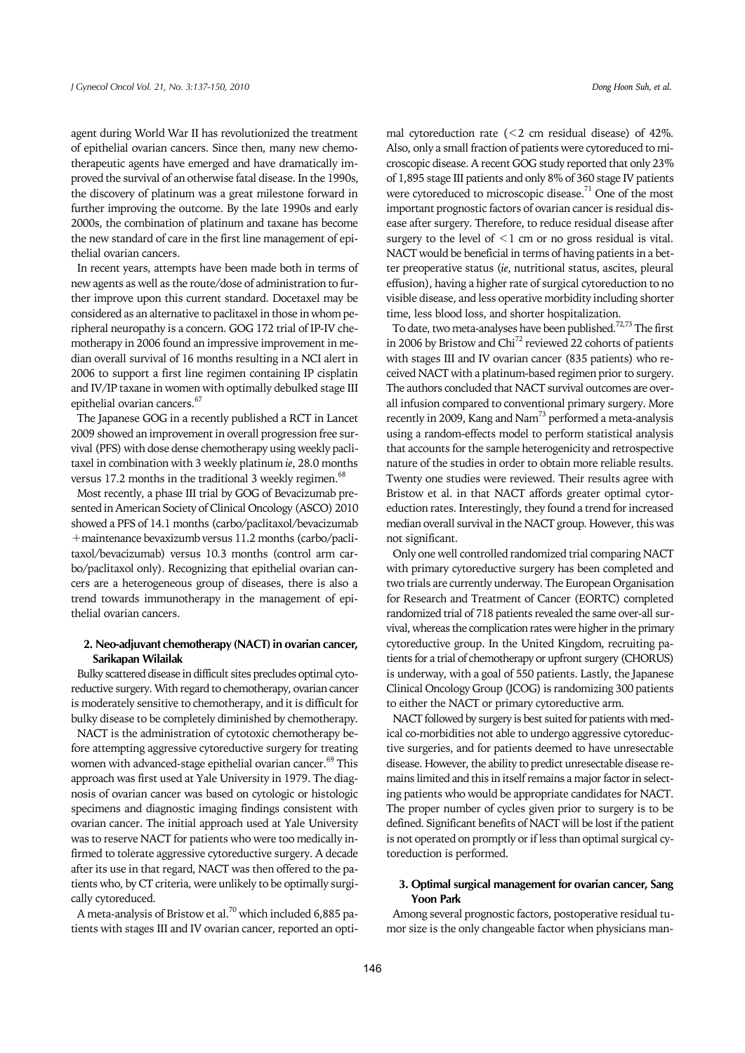agent during World War II has revolutionized the treatment of epithelial ovarian cancers. Since then, many new chemotherapeutic agents have emerged and have dramatically improved the survival of an otherwise fatal disease. In the 1990s, the discovery of platinum was a great milestone forward in further improving the outcome. By the late 1990s and early 2000s, the combination of platinum and taxane has become the new standard of care in the first line management of epithelial ovarian cancers.

In recent years, attempts have been made both in terms of new agents as well as the route/dose of administration to further improve upon this current standard. Docetaxel may be considered as an alternative to paclitaxel in those in whom peripheral neuropathy is a concern. GOG 172 trial of IP-IV chemotherapy in 2006 found an impressive improvement in median overall survival of 16 months resulting in a NCI alert in 2006 to support a first line regimen containing IP cisplatin and IV/IP taxane in women with optimally debulked stage III epithelial ovarian cancers.[67]

The Japanese GOG in a recently published a RCT in Lancet 2009 showed an improvement in overall progression free survival (PFS) with dose dense chemotherapy using weekly paclitaxel in combination with 3 weekly platinum *ie*, 28.0 months versus 17.2 months in the traditional 3 weekly regimen.[68]

Most recently, a phase III trial by GOG of Bevacizumab presented in American Society of Clinical Oncology (ASCO) 2010 showed a PFS of 14.1 months (carbo/paclitaxol/bevacizumab +maintenance bevaxizumb versus 11.2 months (carbo/paclitaxol/bevacizumab) versus 10.3 months (control arm carbo/paclitaxol only). Recognizing that epithelial ovarian cancers are a heterogeneous group of diseases, there is also a trend towards immunotherapy in the management of epithelial ovarian cancers.

### 2. Neo-adjuvant chemotherapy (NACT) in ovarian cancer, Sarikapan Wilailak

Bulky scattered disease in difficult sites precludes optimal cytoreductive surgery. With regard to chemotherapy, ovarian cancer is moderately sensitive to chemotherapy, and it is difficult for bulky disease to be completely diminished by chemotherapy.

NACT is the administration of cytotoxic chemotherapy before attempting aggressive cytoreductive surgery for treating women with advanced-stage epithelial ovarian cancer.[69] This approach was first used at Yale University in 1979. The diagnosis of ovarian cancer was based on cytologic or histologic specimens and diagnostic imaging findings consistent with ovarian cancer. The initial approach used at Yale University was to reserve NACT for patients who were too medically infirmed to tolerate aggressive cytoreductive surgery. A decade after its use in that regard, NACT was then offered to the patients who, by CT criteria, were unlikely to be optimally surgically cytoreduced.

A meta-analysis of Bristow et al.[70] which included 6,885 patients with stages III and IV ovarian cancer, reported an optimal cytoreduction rate (<2 cm residual disease) of 42%. Also, only a small fraction of patients were cytoreduced to microscopic disease. A recent GOG study reported that only 23% of 1,895 stage III patients and only 8% of 360 stage IV patients were cytoreduced to microscopic disease.[71] One of the most important prognostic factors of ovarian cancer is residual disease after surgery. Therefore, to reduce residual disease after surgery to the level of <1 cm or no gross residual is vital. NACT would be beneficial in terms of having patients in a better preoperative status (*ie*, nutritional status, ascites, pleural effusion), having a higher rate of surgical cytoreduction to no visible disease, and less operative morbidity including shorter time, less blood loss, and shorter hospitalization.

To date, two meta-analyses have been published.[72,73] The first in 2006 by Bristow and Chi[72] reviewed 22 cohorts of patients with stages III and IV ovarian cancer (835 patients) who received NACT with a platinum-based regimen prior to surgery. The authors concluded that NACT survival outcomes are overall infusion compared to conventional primary surgery. More recently in 2009, Kang and Nam[73] performed a meta-analysis using a random-effects model to perform statistical analysis that accounts for the sample heterogeneity and retrospective nature of the studies in order to obtain more reliable results. Twenty one studies were reviewed. Their results agree with Bristow et al. in that NACT affords greater optimal cytoreduction rates. Interestingly, they found a trend for increased median overall survival in the NACT group. However, this was not significant.

Only one well controlled randomized trial comparing NACT with primary cytoreductive surgery has been completed and two trials are currently underway. The European Organisation for Research and Treatment of Cancer (EORTC) completed randomized trial of 718 patients revealed the same over-all survival, whereas the complication rates were higher in the primary cytoreductive group. In the United Kingdom, recruiting patients for a trial of chemotherapy or upfront surgery (CHORUS) is underway, with a goal of 550 patients. Lastly, the Japanese Clinical Oncology Group (JCOG) is randomizing 300 patients to either the NACT or primary cytoreductive arm.

NACT followed by surgery is best suited for patients with medical co-morbidities not able to undergo aggressive cytoreductive surgeries, and for patients deemed to have unresectable disease. However, the ability to predict unresectable disease remains limited and this in itself remains a major factor in selecting patients who would be appropriate candidates for NACT. The proper number of cycles given prior to surgery is to be defined. Significant benefits of NACT will be lost if the patient is not operated on promptly or if less than optimal surgical cytoreduction is performed.

### 3. Optimal surgical management for ovarian cancer, Sang Yoon Park

Among several prognostic factors, postoperative residual tumor size is the only changeable factor when physicians man-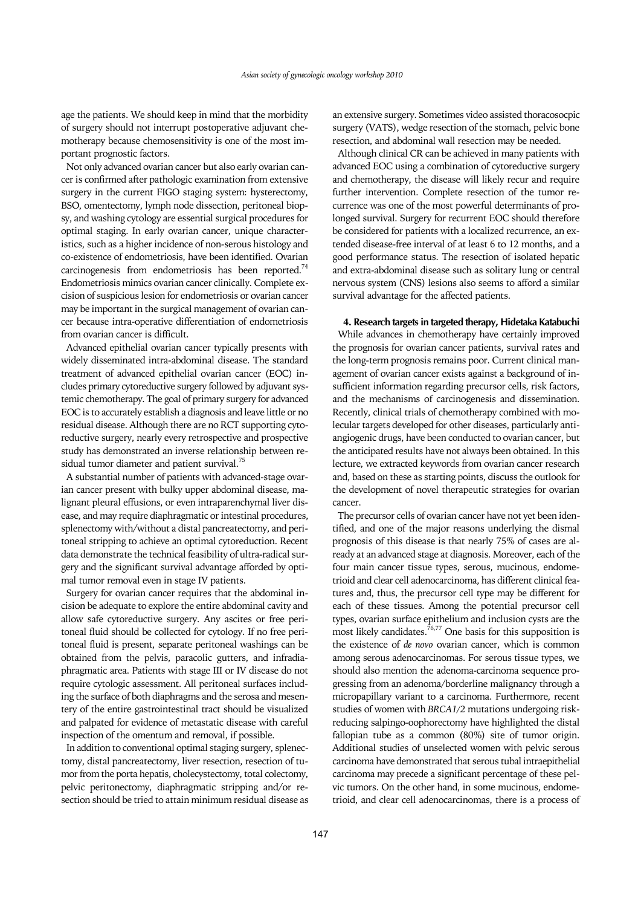age the patients. We should keep in mind that the morbidity of surgery should not interrupt postoperative adjuvant chemotherapy because chemosensitivity is one of the most important prognostic factors.

Not only advanced ovarian cancer but also early ovarian cancer is confirmed after pathologic examination from extensive surgery in the current FIGO staging system: hysterectomy, BSO, omentectomy, lymph node dissection, peritoneal biopsy, and washing cytology are essential surgical procedures for optimal staging. In early ovarian cancer, unique characteristics, such as a higher incidence of non-serous histology and co-existence of endometriosis, have been identified. Ovarian carcinogenesis from endometriosis has been reported.[74] Endometriosis mimics ovarian cancer clinically. Complete excision of suspicious lesion for endometriosis or ovarian cancer may be important in the surgical management of ovarian cancer because intra-operative differentiation of endometriosis from ovarian cancer is difficult.

Advanced epithelial ovarian cancer typically presents with widely disseminated intra-abdominal disease. The standard treatment of advanced epithelial ovarian cancer (EOC) includes primary cytoreductive surgery followed by adjuvant systemic chemotherapy. The goal of primary surgery for advanced EOC is to accurately establish a diagnosis and leave little or no residual disease. Although there are no RCT supporting cytoreductive surgery, nearly every retrospective and prospective study has demonstrated an inverse relationship between residual tumor diameter and patient survival.[75]

A substantial number of patients with advanced-stage ovarian cancer present with bulky upper abdominal disease, malignant pleural effusions, or even intraparenchymal liver disease, and may require diaphragmatic or intestinal procedures, splenectomy with/without a distal pancreatectomy, and peritoneal stripping to achieve an optimal cytoreduction. Recent data demonstrate the technical feasibility of ultra-radical surgery and the significant survival advantage afforded by optimal tumor removal even in stage IV patients.

Surgery for ovarian cancer requires that the abdominal incision be adequate to explore the entire abdominal cavity and allow safe cytoreductive surgery. Any ascites or free peritoneal fluid should be collected for cytology. If no free peritoneal fluid is present, separate peritoneal washings can be obtained from the pelvis, paracolic gutters, and infradiaphragmatic area. Patients with stage III or IV disease do not require cytologic assessment. All peritoneal surfaces including the surface of both diaphragms and the serosa and mesentery of the entire gastrointestinal tract should be visualized and palpated for evidence of metastatic disease with careful inspection of the omentum and removal, if possible.

In addition to conventional optimal staging surgery, splenectomy, distal pancreatectomy, liver resection, resection of tumor from the porta hepatis, cholecystectomy, total colectomy, pelvic peritonectomy, diaphragmatic stripping and/or resection should be tried to attain minimum residual disease as an extensive surgery. Sometimes video assisted thoracosocpic surgery (VATS), wedge resection of the stomach, pelvic bone resection, and abdominal wall resection may be needed.

Although clinical CR can be achieved in many patients with advanced EOC using a combination of cytoreductive surgery and chemotherapy, the disease will likely recur and require further intervention. Complete resection of the tumor recurrence was one of the most powerful determinants of prolonged survival. Surgery for recurrent EOC should therefore be considered for patients with a localized recurrence, an extended disease-free interval of at least 6 to 12 months, and a good performance status. The resection of isolated hepatic and extra-abdominal disease such as solitary lung or central nervous system (CNS) lesions also seems to afford a similar survival advantage for the affected patients.

#### 4. Research targets in targeted therapy, Hidetaka Katabuchi

While advances in chemotherapy have certainly improved the prognosis for ovarian cancer patients, survival rates and the long-term prognosis remains poor. Current clinical management of ovarian cancer exists against a background of insufficient information regarding precursor cells, risk factors, and the mechanisms of carcinogenesis and dissemination. Recently, clinical trials of chemotherapy combined with molecular targets developed for other diseases, particularly antiangiogenic drugs, have been conducted to ovarian cancer, but the anticipated results have not always been obtained. In this lecture, we extracted keywords from ovarian cancer research and, based on these as starting points, discuss the outlook for the development of novel therapeutic strategies for ovarian cancer.

The precursor cells of ovarian cancer have not yet been identified, and one of the major reasons underlying the dismal prognosis of this disease is that nearly 75% of cases are already at an advanced stage at diagnosis. Moreover, each of the four main cancer tissue types, serous, mucinous, endometrioid and clear cell adenocarcinoma, has different clinical features and, thus, the precursor cell type may be different for each of these tissues. Among the potential precursor cell types, ovarian surface epithelium and inclusion cysts are the most likely candidates.[76,77] One basis for this supposition is the existence of *de novo* ovarian cancer, which is common among serous adenocarcinomas. For serous tissue types, we should also mention the adenoma-carcinoma sequence progressing from an adenoma/borderline malignancy through a micropapillary variant to a carcinoma. Furthermore, recent studies of women with *BRCA1/2* mutations undergoing risk-reducing salpingo-oophorectomy have highlighted the distal fallopian tube as a common (80%) site of tumor origin. Additional studies of unselected women with pelvic serous carcinoma have demonstrated that serous tubal intraepithelial carcinoma may precede a significant percentage of these pelvic tumors. On the other hand, in some mucinous, endometrioid, and clear cell adenocarcinomas, there is a process of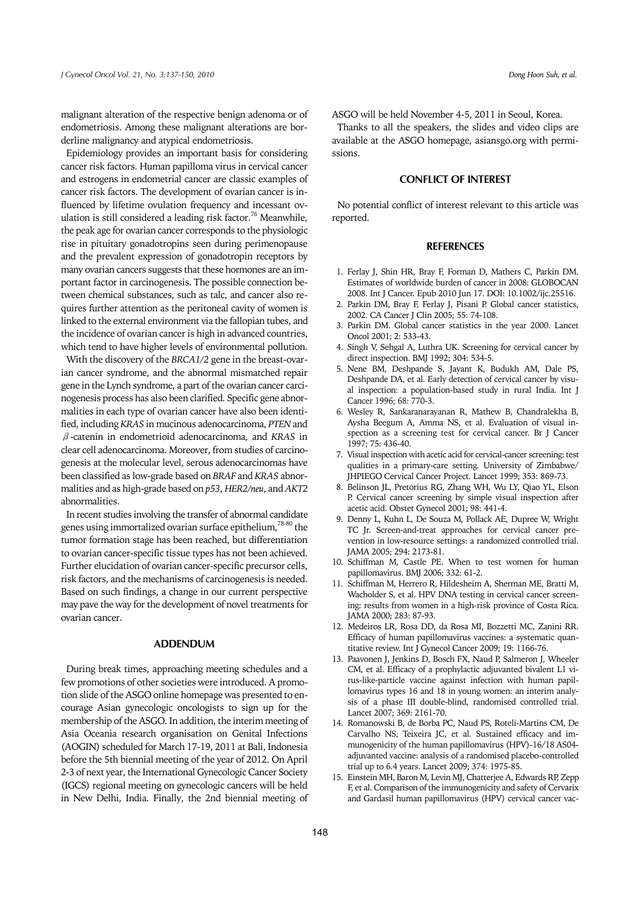malignant alteration of the respective benign adenoma or of endometriosis. Among these malignant alterations are borderline malignancy and atypical endometriosis.

Epidemiology provides an important basis for considering cancer risk factors. Human papilloma virus in cervical cancer and estrogens in endometrial cancer are classic examples of cancer risk factors. The development of ovarian cancer is influenced by lifetime ovulation frequency and incessant ovulation is still considered a leading risk factor.[76] Meanwhile, the peak age for ovarian cancer corresponds to the physiologic rise in pituitary gonadotropins seen during perimenopause and the prevalent expression of gonadotropin receptors by many ovarian cancers suggests that these hormones are an important factor in carcinogenesis. The possible connection between chemical substances, such as talc, and cancer also requires further attention as the peritoneal cavity of women is linked to the external environment via the fallopian tubes, and the incidence of ovarian cancer is high in advanced countries, which tend to have higher levels of environmental pollution.

With the discovery of the *BRCA1/2* gene in the breast-ovarian cancer syndrome, and the abnormal mismatched repair gene in the Lynch syndrome, a part of the ovarian cancer carcinogenesis process has also been clarified. Specific gene abnormalities in each type of ovarian cancer have also been identified, including *KRAS* in mucinous adenocarcinoma, *PTEN* and $\beta$-catenin in endometrioid adenocarcinoma, and *KRAS* in clear cell adenocarcinoma. Moreover, from studies of carcinogenesis at the molecular level, serous adenocarcinomas have been classified as low-grade based on *BRAF* and *KRAS* abnormalities and as high-grade based on *p53*, *HER2/neu*, and *AKT2* abnormalities.

In recent studies involving the transfer of abnormal candidate genes using immortalized ovarian surface epithelium,[78-80] the tumor formation stage has been reached, but differentiation to ovarian cancer-specific tissue types has not been achieved. Further elucidation of ovarian cancer-specific precursor cells, risk factors, and the mechanisms of carcinogenesis is needed. Based on such findings, a change in our current perspective may pave the way for the development of novel treatments for ovarian cancer.

## ADDENDUM

During break times, approaching meeting schedules and a few promotions of other societies were introduced. A promotion slide of the ASGO online homepage was presented to encourage Asian gynecologic oncologists to sign up for the membership of the ASGO. In addition, the interim meeting of Asia Oceania research organisation on Genital Infections (AOGIN) scheduled for March 17-19, 2011 at Bali, Indonesia before the 5th biennial meeting of the year of 2012. On April 2-3 of next year, the International Gynecologic Cancer Society (IGCS) regional meeting on gynecologic cancers will be held in New Delhi, India. Finally, the 2nd biennial meeting of ASGO will be held November 4-5, 2011 in Seoul, Korea.

Thanks to all the speakers, the slides and video clips are available at the ASGO homepage, asiansgo.org with permissions.

## CONFLICT OF INTEREST

No potential conflict of interest relevant to this article was reported.

## REFERENCES

1. Ferlay J, Shin HR, Bray F, Forman D, Mathers C, Parkin DM. Estimates of worldwide burden of cancer in 2008: GLOBOCAN 2008. Int J Cancer. Epub 2010 Jun 17. DOI: 10.1002/ijc.25516.
2. Parkin DM, Bray F, Ferlay J, Pisani P. Global cancer statistics, 2002. CA Cancer J Clin 2005; 55: 74-108.
3. Parkin DM. Global cancer statistics in the year 2000. Lancet Oncol 2001; 2: 533-43.
4. Singh V, Sehgal A, Luthra UK. Screening for cervical cancer by direct inspection. BMJ 1992; 304: 534-5.
5. Nene BM, Deshpande S, Jayant K, Budukh AM, Dale PS, Deshpande DA, et al. Early detection of cervical cancer by visual inspection: a population-based study in rural India. Int J Cancer 1996; 68: 770-3.
6. Wesley R, Sankaranarayanan R, Mathew B, Chandralekha B, Aysha Beegum A, Amma NS, et al. Evaluation of visual inspection as a screening test for cervical cancer. Br J Cancer 1997; 75: 436-40.
7. Visual inspection with acetic acid for cervical-cancer screening: test qualities in a primary-care setting. University of Zimbabwe/JHPIEGO Cervical Cancer Project. Lancet 1999; 353: 869-73.
8. Belinson JL, Pretorius RG, Zhang WH, Wu LY, Qiao YL, Elson P. Cervical cancer screening by simple visual inspection after acetic acid. Obstet Gynecol 2001; 98: 441-4.
9. Denny L, Kuhn L, De Souza M, Pollack AE, Dupree W, Wright TC Jr. Screen-and-treat approaches for cervical cancer prevention in low-resource settings: a randomized controlled trial. JAMA 2005; 294: 2173-81.
10. Schiffman M, Castle PE. When to test women for human papillomavirus. BMJ 2006; 332: 61-2.
11. Schiffman M, Herrero R, Hildesheim A, Sherman ME, Bratti M, Wacholder S, et al. HPV DNA testing in cervical cancer screening: results from women in a high-risk province of Costa Rica. JAMA 2000; 283: 87-93.
12. Medeiros LR, Rosa DD, da Rosa MI, Bozzetti MC, Zanini RR. Efficacy of human papillomavirus vaccines: a systematic quantitative review. Int J Gynecol Cancer 2009; 19: 1166-76.
13. Paavonen J, Jenkins D, Bosch FX, Naud P, Salmeron J, Wheeler CM, et al. Efficacy of a prophylactic adjuvanted bivalent L1 virus-like-particle vaccine against infection with human papillomavirus types 16 and 18 in young women: an interim analysis of a phase III double-blind, randomised controlled trial. Lancet 2007; 369: 2161-70.
14. Romanowski B, de Borba PC, Naud PS, Roteli-Martins CM, De Carvalho NS, Teixeira JC, et al. Sustained efficacy and immunogenicity of the human papillomavirus (HPV)-16/18 AS04-adjuvanted vaccine: analysis of a randomised placebo-controlled trial up to 6.4 years. Lancet 2009; 374: 1975-85.
15. Einstein MH, Baron M, Levin MJ, Chatterjee A, Edwards RP, Zepp F, et al. Comparison of the immunogenicity and safety of Cervarix and Gardasil human papillomavirus (HPV) cervical cancer vac-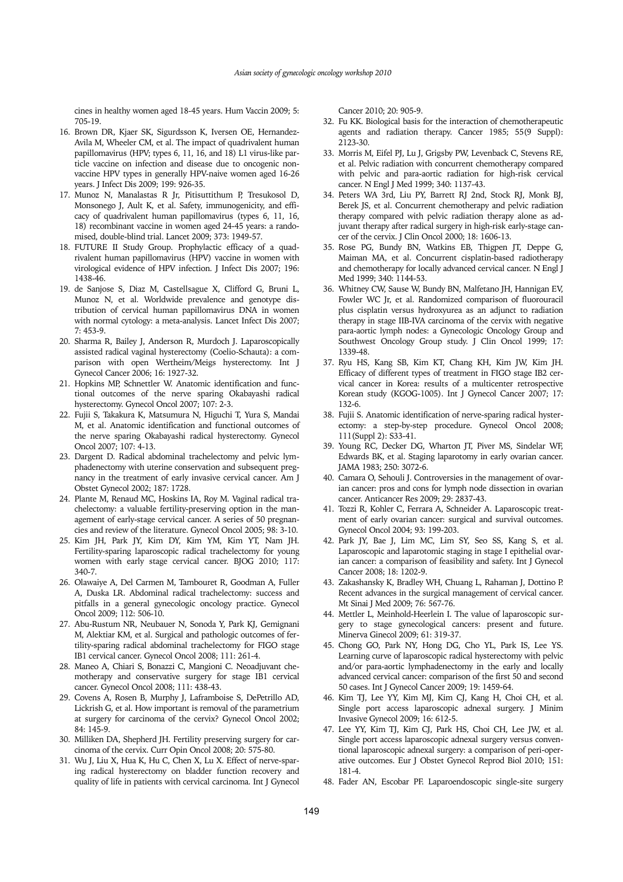cines in healthy women aged 18-45 years. Hum Vaccin 2009; 5: 705-19.

16. Brown DR, Kjaer SK, Sigurdsson K, Iversen OE, Hernandez-Avila M, Wheeler CM, et al. The impact of quadrivalent human papillomavirus (HPV; types 6, 11, 16, and 18) L1 virus-like particle vaccine on infection and disease due to oncogenic nonvaccine HPV types in generally HPV-naive women aged 16-26 years. J Infect Dis 2009; 199: 926-35.
17. Munoz N, Manalastas R Jr, Pitisuttithum P, Tresukosol D, Monsonego J, Ault K, et al. Safety, immunogenicity, and efficacy of quadrivalent human papillomavirus (types 6, 11, 16, 18) recombinant vaccine in women aged 24-45 years: a randomised, double-blind trial. Lancet 2009; 373: 1949-57.
18. FUTURE II Study Group. Prophylactic efficacy of a quadrivalent human papillomavirus (HPV) vaccine in women with virological evidence of HPV infection. J Infect Dis 2007; 196: 1438-46.
19. de Sanjose S, Diaz M, Castellsague X, Clifford G, Bruni L, Munoz N, et al. Worldwide prevalence and genotype distribution of cervical human papillomavirus DNA in women with normal cytology: a meta-analysis. Lancet Infect Dis 2007; 7: 453-9.
20. Sharma R, Bailey J, Anderson R, Murdoch J. Laparoscopically assisted radical vaginal hysterectomy (Coelio-Schauta): a comparison with open Wertheim/Meigs hysterectomy. Int J Gynecol Cancer 2006; 16: 1927-32.
21. Hopkins MP, Schnettler W. Anatomic identification and functional outcomes of the nerve sparing Okabayashi radical hysterectomy. Gynecol Oncol 2007; 107: 2-3.
22. Fujii S, Takakura K, Matsumura N, Higuchi T, Yura S, Mandai M, et al. Anatomic identification and functional outcomes of the nerve sparing Okabayashi radical hysterectomy. Gynecol Oncol 2007; 107: 4-13.
23. Dargent D. Radical abdominal trachelectomy and pelvic lymphadenectomy with uterine conservation and subsequent pregnancy in the treatment of early invasive cervical cancer. Am J Obstet Gynecol 2002; 187: 1728.
24. Plante M, Renaud MC, Hoskins IA, Roy M. Vaginal radical trachelectomy: a valuable fertility-preserving option in the management of early-stage cervical cancer. A series of 50 pregnancies and review of the literature. Gynecol Oncol 2005; 98: 3-10.
25. Kim JH, Park JY, Kim DY, Kim YM, Kim YT, Nam JH. Fertility-sparing laparoscopic radical trachelectomy for young women with early stage cervical cancer. BJOG 2010; 117: 340-7.
26. Olawaiye A, Del Carmen M, Tambouret R, Goodman A, Fuller A, Duska LR. Abdominal radical trachelectomy: success and pitfalls in a general gynecologic oncology practice. Gynecol Oncol 2009; 112: 506-10.
27. Abu-Rustum NR, Neubauer N, Sonoda Y, Park KJ, Gemignani M, Alektiar KM, et al. Surgical and pathologic outcomes of fertility-sparing radical abdominal trachelectomy for FIGO stage IB1 cervical cancer. Gynecol Oncol 2008; 111: 261-4.
28. Maneo A, Chiari S, Bonazzi C, Mangioni C. Neoadjuvant chemotherapy and conservative surgery for stage IB1 cervical cancer. Gynecol Oncol 2008; 111: 438-43.
29. Covens A, Rosen B, Murphy J, Laframboise S, DePetrillo AD, Lickrish G, et al. How important is removal of the parametrium at surgery for carcinoma of the cervix? Gynecol Oncol 2002; 84: 145-9.
30. Milliken DA, Shepherd JH. Fertility preserving surgery for carcinoma of the cervix. Curr Opin Oncol 2008; 20: 575-80.
31. Wu J, Liu X, Hua K, Hu C, Chen X, Lu X. Effect of nerve-sparing radical hysterectomy on bladder function recovery and quality of life in patients with cervical carcinoma. Int J Gynecol Cancer 2010; 20: 905-9.
32. Fu KK. Biological basis for the interaction of chemotherapeutic agents and radiation therapy. Cancer 1985; 55(9 Suppl): 2123-30.
33. Morris M, Eifel PJ, Lu J, Grigsby PW, Levenback C, Stevens RE, et al. Pelvic radiation with concurrent chemotherapy compared with pelvic and para-aortic radiation for high-risk cervical cancer. N Engl J Med 1999; 340: 1137-43.
34. Peters WA 3rd, Liu PY, Barrett RJ 2nd, Stock RJ, Monk BJ, Berek JS, et al. Concurrent chemotherapy and pelvic radiation therapy compared with pelvic radiation therapy alone as adjuvant therapy after radical surgery in high-risk early-stage cancer of the cervix. J Clin Oncol 2000; 18: 1606-13.
35. Rose PG, Bundy BN, Watkins EB, Thigpen JT, Deppe G, Maiman MA, et al. Concurrent cisplatin-based radiotherapy and chemotherapy for locally advanced cervical cancer. N Engl J Med 1999; 340: 1144-53.
36. Whitney CW, Sause W, Bundy BN, Malfetano JH, Hannigan EV, Fowler WC Jr, et al. Randomized comparison of fluorouracil plus cisplatin versus hydroxyurea as an adjunct to radiation therapy in stage IIB-IVA carcinoma of the cervix with negative para-aortic lymph nodes: a Gynecologic Oncology Group and Southwest Oncology Group study. J Clin Oncol 1999; 17: 1339-48.
37. Ryu HS, Kang SB, Kim KT, Chang KH, Kim JW, Kim JH. Efficacy of different types of treatment in FIGO stage IB2 cervical cancer in Korea: results of a multicenter retrospective Korean study (KGOG-1005). Int J Gynecol Cancer 2007; 17: 132-6.
38. Fujii S. Anatomic identification of nerve-sparing radical hysterectomy: a step-by-step procedure. Gynecol Oncol 2008; 111(Suppl 2): S33-41.
39. Young RC, Decker DG, Wharton JT, Piver MS, Sindelar WF, Edwards BK, et al. Staging laparotomy in early ovarian cancer. JAMA 1983; 250: 3072-6.
40. Camara O, Sehouli J. Controversies in the management of ovarian cancer: pros and cons for lymph node dissection in ovarian cancer. Anticancer Res 2009; 29: 2837-43.
41. Tozzi R, Kohler C, Ferrara A, Schneider A. Laparoscopic treatment of early ovarian cancer: surgical and survival outcomes. Gynecol Oncol 2004; 93: 199-203.
42. Park JY, Bae J, Lim MC, Lim SY, Seo SS, Kang S, et al. Laparoscopic and laparotomic staging in stage I epithelial ovarian cancer: a comparison of feasibility and safety. Int J Gynecol Cancer 2008; 18: 1202-9.
43. Zakashansky K, Bradley WH, Chuang L, Rahaman J, Dottino P. Recent advances in the surgical management of cervical cancer. Mt Sinai J Med 2009; 76: 567-76.
44. Mettler L, Meinhold-Heerlein I. The value of laparoscopic surgery to stage gynecological cancers: present and future. Minerva Ginecol 2009; 61: 319-37.
45. Chong GO, Park NY, Hong DG, Cho YL, Park IS, Lee YS. Learning curve of laparoscopic radical hysterectomy with pelvic and/or para-aortic lymphadenectomy in the early and locally advanced cervical cancer: comparison of the first 50 and second 50 cases. Int J Gynecol Cancer 2009; 19: 1459-64.
46. Kim TJ, Lee YY, Kim MJ, Kim CJ, Kang H, Choi CH, et al. Single port access laparoscopic adnexal surgery. J Minim Invasive Gynecol 2009; 16: 612-5.
47. Lee YY, Kim TJ, Kim CJ, Park HS, Choi CH, Lee JW, et al. Single port access laparoscopic adnexal surgery versus conventional laparoscopic adnexal surgery: a comparison of peri-operative outcomes. Eur J Obstet Gynecol Reprod Biol 2010; 151: 181-4.
48. Fader AN, Escobar PF. Laparoendoscopic single-site surgery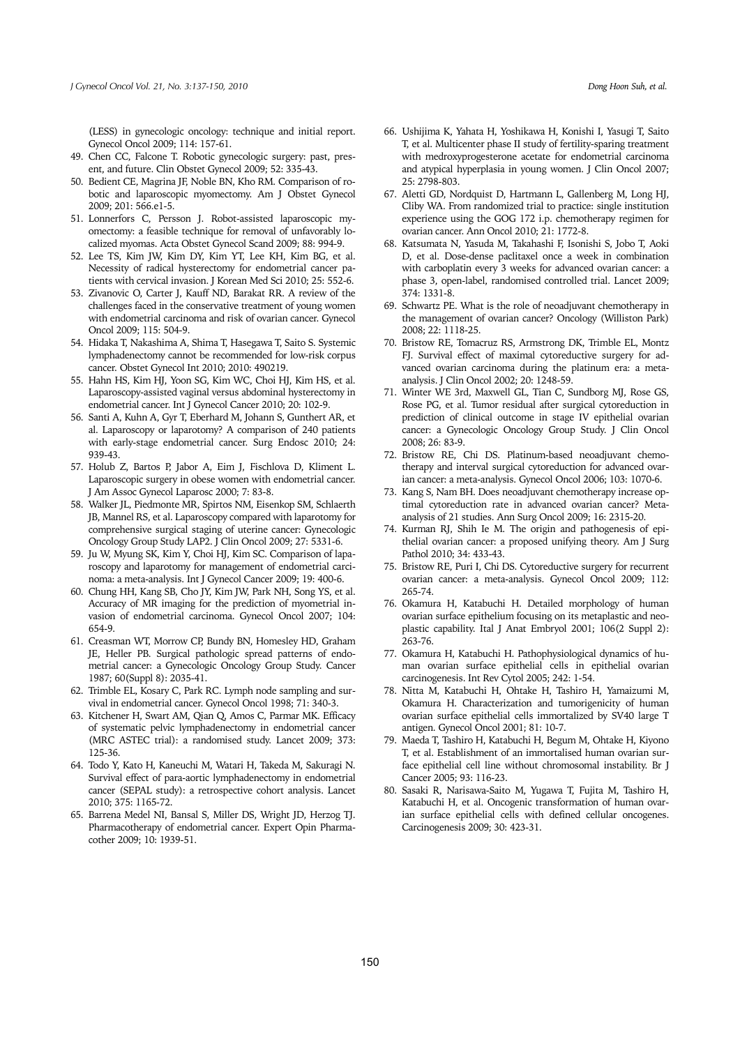(LESS) in gynecologic oncology: technique and initial report. Gynecol Oncol 2009; 114: 157-61.

49. Chen CC, Falcone T. Robotic gynecologic surgery: past, present, and future. Clin Obstet Gynecol 2009; 52: 335-43.
50. Bedient CE, Magrina JF, Noble BN, Kho RM. Comparison of robotic and laparoscopic myomectomy. Am J Obstet Gynecol 2009; 201: 566.e1-5.
51. Lonnerfors C, Persson J. Robot-assisted laparoscopic myomectomy: a feasible technique for removal of unfavorably localized myomas. Acta Obstet Gynecol Scand 2009; 88: 994-9.
52. Lee TS, Kim JW, Kim DY, Kim YT, Lee KH, Kim BG, et al. Necessity of radical hysterectomy for endometrial cancer patients with cervical invasion. J Korean Med Sci 2010; 25: 552-6.
53. Zivanovic O, Carter J, Kauff ND, Barakat RR. A review of the challenges faced in the conservative treatment of young women with endometrial carcinoma and risk of ovarian cancer. Gynecol Oncol 2009; 115: 504-9.
54. Hidaka T, Nakashima A, Shima T, Hasegawa T, Saito S. Systemic lymphadenectomy cannot be recommended for low-risk corpus cancer. Obstet Gynecol Int 2010; 2010: 490219.
55. Hahn HS, Kim HJ, Yoon SG, Kim WC, Choi HJ, Kim HS, et al. Laparoscopy-assisted vaginal versus abdominal hysterectomy in endometrial cancer. Int J Gynecol Cancer 2010; 20: 102-9.
56. Santi A, Kuhn A, Gyr T, Eberhard M, Johann S, Gunthert AR, et al. Laparoscopy or laparotomy? A comparison of 240 patients with early-stage endometrial cancer. Surg Endosc 2010; 24: 939-43.
57. Holub Z, Bartos P, Jabor A, Eim J, Fischlova D, Kliment L. Laparoscopic surgery in obese women with endometrial cancer. J Am Assoc Gynecol Laparosc 2000; 7: 83-8.
58. Walker JL, Piedmonte MR, Spirtos NM, Eisenkop SM, Schlaerth JB, Mannel RS, et al. Laparoscopy compared with laparotomy for comprehensive surgical staging of uterine cancer: Gynecologic Oncology Group Study LAP2. J Clin Oncol 2009; 27: 5331-6.
59. Ju W, Myung SK, Kim Y, Choi HJ, Kim SC. Comparison of laparoscopy and laparotomy for management of endometrial carcinoma: a meta-analysis. Int J Gynecol Cancer 2009; 19: 400-6.
60. Chung HH, Kang SB, Cho JY, Kim JW, Park NH, Song YS, et al. Accuracy of MR imaging for the prediction of myometrial invasion of endometrial carcinoma. Gynecol Oncol 2007; 104: 654-9.
61. Creasman WT, Morrow CP, Bundy BN, Homesley HD, Graham JE, Heller PB. Surgical pathologic spread patterns of endometrial cancer: a Gynecologic Oncology Group Study. Cancer 1987; 60(Suppl 8): 2035-41.
62. Trimble EL, Kosary C, Park RC. Lymph node sampling and survival in endometrial cancer. Gynecol Oncol 1998; 71: 340-3.
63. Kitchener H, Swart AM, Qian Q, Amos C, Parmar MK. Efficacy of systematic pelvic lymphadenectomy in endometrial cancer (MRC ASTEC trial): a randomised study. Lancet 2009; 373: 125-36.
64. Todo Y, Kato H, Kaneuchi M, Watari H, Takeda M, Sakuragi N. Survival effect of para-aortic lymphadenectomy in endometrial cancer (SEPAL study): a retrospective cohort analysis. Lancet 2010; 375: 1165-72.
65. Barrena Medel NI, Bansal S, Miller DS, Wright JD, Herzog TJ. Pharmacotherapy of endometrial cancer. Expert Opin Pharmacother 2009; 10: 1939-51.
66. Ushijima K, Yahata H, Yoshikawa H, Konishi I, Yasugi T, Saito T, et al. Multicenter phase II study of fertility-sparing treatment with medroxyprogesterone acetate for endometrial carcinoma and atypical hyperplasia in young women. J Clin Oncol 2007; 25: 2798-803.
67. Aletti GD, Nordquist D, Hartmann L, Gallenberg M, Long HJ, Cliby WA. From randomized trial to practice: single institution experience using the GOG 172 i.p. chemotherapy regimen for ovarian cancer. Ann Oncol 2010; 21: 1772-8.
68. Katsumata N, Yasuda M, Takahashi F, Isonishi S, Jobo T, Aoki D, et al. Dose-dense paclitaxel once a week in combination with carboplatin every 3 weeks for advanced ovarian cancer: a phase 3, open-label, randomised controlled trial. Lancet 2009; 374: 1331-8.
69. Schwartz PE. What is the role of neoadjuvant chemotherapy in the management of ovarian cancer? Oncology (Williston Park) 2008; 22: 1118-25.
70. Bristow RE, Tomacruz RS, Armstrong DK, Trimble EL, Montz FJ. Survival effect of maximal cytoreductive surgery for advanced ovarian carcinoma during the platinum era: a meta-analysis. J Clin Oncol 2002; 20: 1248-59.
71. Winter WE 3rd, Maxwell GL, Tian C, Sundborg MJ, Rose GS, Rose PG, et al. Tumor residual after surgical cytoreduction in prediction of clinical outcome in stage IV epithelial ovarian cancer: a Gynecologic Oncology Group Study. J Clin Oncol 2008; 26: 83-9.
72. Bristow RE, Chi DS. Platinum-based neoadjuvant chemotherapy and interval surgical cytoreduction for advanced ovarian cancer: a meta-analysis. Gynecol Oncol 2006; 103: 1070-6.
73. Kang S, Nam BH. Does neoadjuvant chemotherapy increase optimal cytoreduction rate in advanced ovarian cancer? Meta-analysis of 21 studies. Ann Surg Oncol 2009; 16: 2315-20.
74. Kurman RJ, Shih Ie M. The origin and pathogenesis of epithelial ovarian cancer: a proposed unifying theory. Am J Surg Pathol 2010; 34: 433-43.
75. Bristow RE, Puri I, Chi DS. Cytoreductive surgery for recurrent ovarian cancer: a meta-analysis. Gynecol Oncol 2009; 112: 265-74.
76. Okamura H, Katabuchi H. Detailed morphology of human ovarian surface epithelium focusing on its metaplastic and neoplastic capability. Ital J Anat Embryol 2001; 106(2 Suppl 2): 263-76.
77. Okamura H, Katabuchi H. Pathophysiological dynamics of human ovarian surface epithelial cells in epithelial ovarian carcinogenesis. Int Rev Cytol 2005; 242: 1-54.
78. Nitta M, Katabuchi H, Ohtake H, Tashiro H, Yamaizumi M, Okamura H. Characterization and tumorigenicity of human ovarian surface epithelial cells immortalized by SV40 large T antigen. Gynecol Oncol 2001; 81: 10-7.
79. Maeda T, Tashiro H, Katabuchi H, Begum M, Ohtake H, Kiyono T, et al. Establishment of an immortalised human ovarian surface epithelial cell line without chromosomal instability. Br J Cancer 2005; 93: 116-23.
80. Sasaki R, Narisawa-Saito M, Yugawa T, Fujita M, Tashiro H, Katabuchi H, et al. Oncogenic transformation of human ovarian surface epithelial cells with defined cellular oncogenes. Carcinogenesis 2009; 30: 423-31.